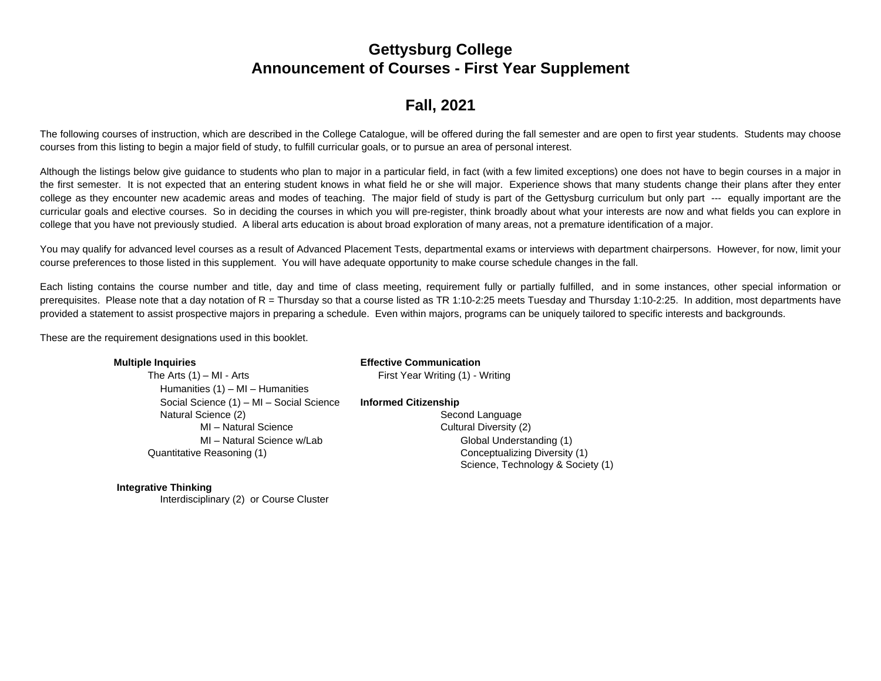# Gettysburg College
# Announcement of Courses - First Year Supplement

## Fall, 2021

The following courses of instruction, which are described in the College Catalogue, will be offered during the fall semester and are open to first year students. Students may choose courses from this listing to begin a major field of study, to fulfill curricular goals, or to pursue an area of personal interest.

Although the listings below give guidance to students who plan to major in a particular field, in fact (with a few limited exceptions) one does not have to begin courses in a major in the first semester. It is not expected that an entering student knows in what field he or she will major. Experience shows that many students change their plans after they enter college as they encounter new academic areas and modes of teaching. The major field of study is part of the Gettysburg curriculum but only part --- equally important are the curricular goals and elective courses. So in deciding the courses in which you will pre-register, think broadly about what your interests are now and what fields you can explore in college that you have not previously studied. A liberal arts education is about broad exploration of many areas, not a premature identification of a major.

You may qualify for advanced level courses as a result of Advanced Placement Tests, departmental exams or interviews with department chairpersons. However, for now, limit your course preferences to those listed in this supplement. You will have adequate opportunity to make course schedule changes in the fall.

Each listing contains the course number and title, day and time of class meeting, requirement fully or partially fulfilled, and in some instances, other special information or prerequisites. Please note that a day notation of R = Thursday so that a course listed as TR 1:10-2:25 meets Tuesday and Thursday 1:10-2:25. In addition, most departments have provided a statement to assist prospective majors in preparing a schedule. Even within majors, programs can be uniquely tailored to specific interests and backgrounds.

These are the requirement designations used in this booklet.

**Multiple Inquiries**
- The Arts (1) – MI - Arts
- Humanities (1) – MI – Humanities
- Social Science (1) – MI – Social Science
- Natural Science (2)
  - MI – Natural Science
  - MI – Natural Science w/Lab
- Quantitative Reasoning (1)

**Effective Communication**
- First Year Writing (1) - Writing

**Informed Citizenship**
- Second Language
- Cultural Diversity (2)
  - Global Understanding (1)
  - Conceptualizing Diversity (1)
  - Science, Technology & Society (1)

**Integrative Thinking**
- Interdisciplinary (2) or Course Cluster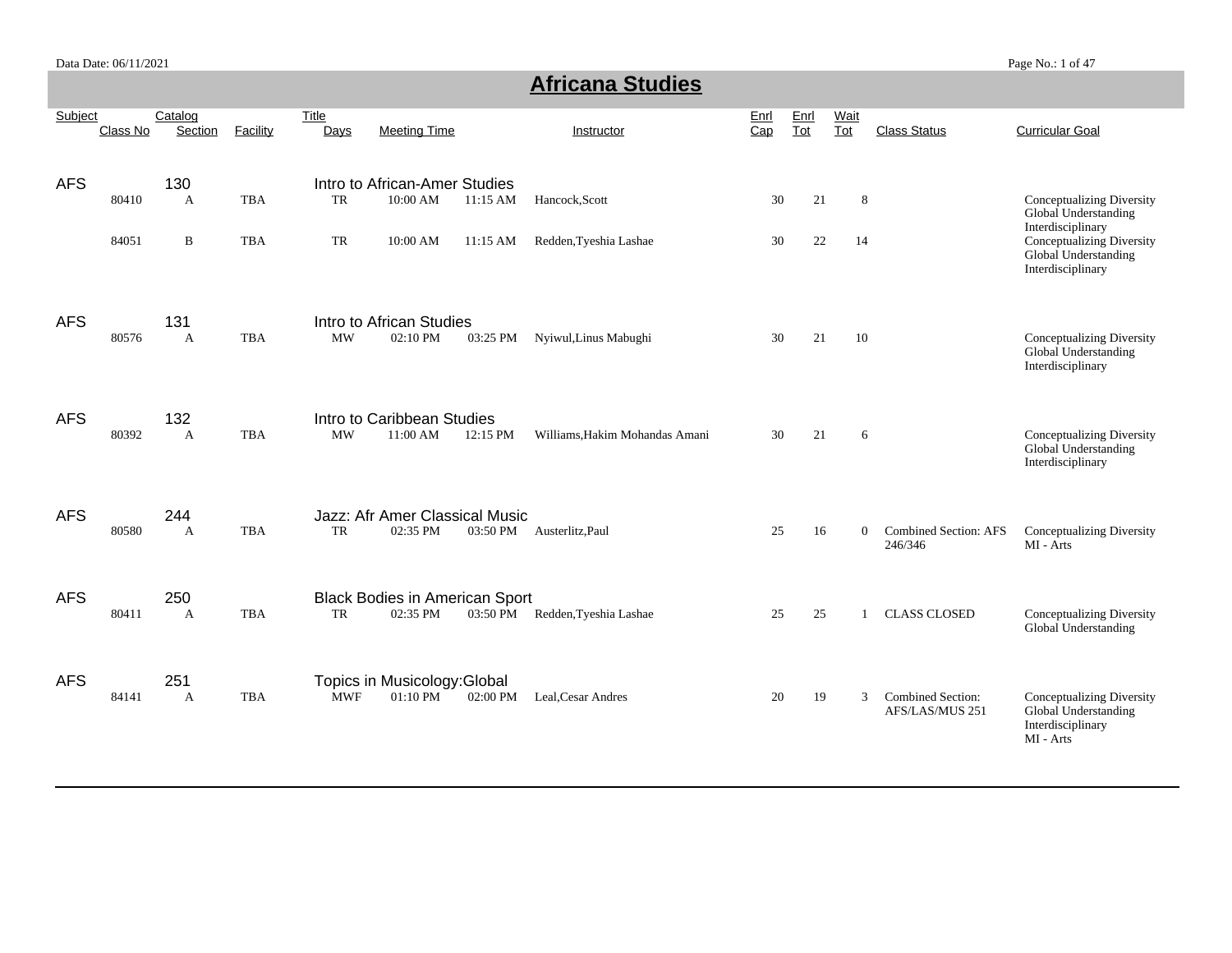# Africana Studies

| Subject | Class No | Catalog Section | Facility | Title Days | Meeting Time | | Instructor | Enrl Cap | Enrl Tot | Wait Tot | Class Status | Curricular Goal |
|---|---|---|---|---|---|---|---|---|---|---|---|---|
| AFS | | 130 | | Intro to African-Amer Studies | | | | | | | | |
| | 80410 | A | TBA | TR | 10:00 AM | 11:15 AM | Hancock,Scott | 30 | 21 | 8 | | Conceptualizing Diversity<br>Global Understanding<br>Interdisciplinary |
| | 84051 | B | TBA | TR | 10:00 AM | 11:15 AM | Redden,Tyeshia Lashae | 30 | 22 | 14 | | Conceptualizing Diversity<br>Global Understanding<br>Interdisciplinary |
| AFS | | 131 | | Intro to African Studies | | | | | | | | |
| | 80576 | A | TBA | MW | 02:10 PM | 03:25 PM | Nyiwul,Linus Mabughi | 30 | 21 | 10 | | Conceptualizing Diversity<br>Global Understanding<br>Interdisciplinary |
| AFS | | 132 | | Intro to Caribbean Studies | | | | | | | | |
| | 80392 | A | TBA | MW | 11:00 AM | 12:15 PM | Williams,Hakim Mohandas Amani | 30 | 21 | 6 | | Conceptualizing Diversity<br>Global Understanding<br>Interdisciplinary |
| AFS | | 244 | | Jazz: Afr Amer Classical Music | | | | | | | | |
| | 80580 | A | TBA | TR | 02:35 PM | 03:50 PM | Austerlitz,Paul | 25 | 16 | 0 | Combined Section: AFS 246/346 | Conceptualizing Diversity<br>MI - Arts |
| AFS | | 250 | | Black Bodies in American Sport | | | | | | | | |
| | 80411 | A | TBA | TR | 02:35 PM | 03:50 PM | Redden,Tyeshia Lashae | 25 | 25 | 1 | CLASS CLOSED | Conceptualizing Diversity<br>Global Understanding |
| AFS | | 251 | | Topics in Musicology:Global | | | | | | | | |
| | 84141 | A | TBA | MWF | 01:10 PM | 02:00 PM | Leal,Cesar Andres | 20 | 19 | 3 | Combined Section: AFS/LAS/MUS 251 | Conceptualizing Diversity<br>Global Understanding<br>Interdisciplinary<br>MI - Arts |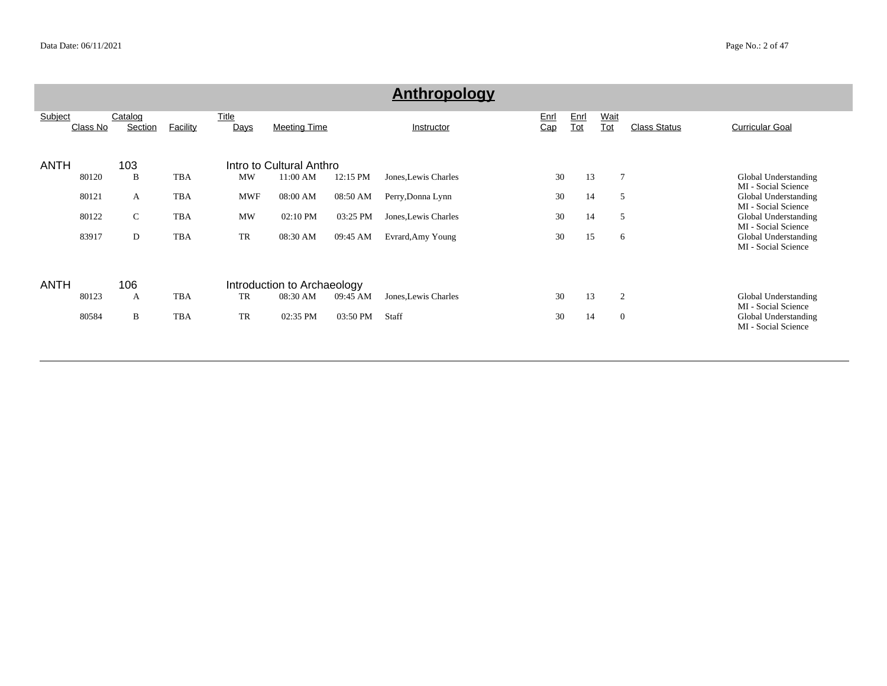# Anthropology

| Subject | Class No | Catalog Section | Facility | Title Days | Meeting Time | | Instructor | Enrl Cap | Enrl Tot | Wait Tot | Class Status | Curricular Goal |
|---|---|---|---|---|---|---|---|---|---|---|---|---|
| ANTH | | 103 | | Intro to Cultural Anthro | | | | | | | | |
| | 80120 | B | TBA | MW | 11:00 AM | 12:15 PM | Jones,Lewis Charles | 30 | 13 | 7 | | Global Understanding MI - Social Science |
| | 80121 | A | TBA | MWF | 08:00 AM | 08:50 AM | Perry,Donna Lynn | 30 | 14 | 5 | | Global Understanding MI - Social Science |
| | 80122 | C | TBA | MW | 02:10 PM | 03:25 PM | Jones,Lewis Charles | 30 | 14 | 5 | | Global Understanding MI - Social Science |
| | 83917 | D | TBA | TR | 08:30 AM | 09:45 AM | Evrard,Amy Young | 30 | 15 | 6 | | Global Understanding MI - Social Science |
| ANTH | | 106 | | Introduction to Archaeology | | | | | | | | |
| | 80123 | A | TBA | TR | 08:30 AM | 09:45 AM | Jones,Lewis Charles | 30 | 13 | 2 | | Global Understanding MI - Social Science |
| | 80584 | B | TBA | TR | 02:35 PM | 03:50 PM | Staff | 30 | 14 | 0 | | Global Understanding MI - Social Science |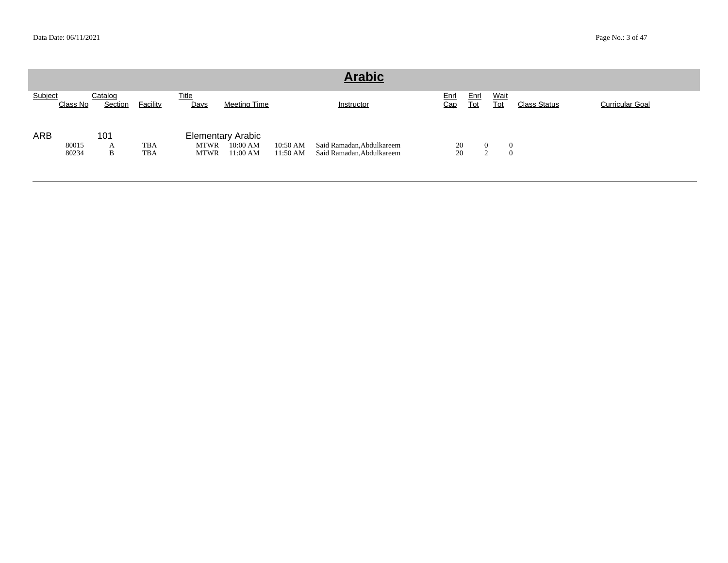# Arabic

| Subject | Catalog | | Title | | | | Enrl | Enrl | Wait | | |
|---|---|---|---|---|---|---|---|---|---|---|---|
| Class No | Section | Facility | Days | Meeting Time | | Instructor | Cap | Tot | Tot | Class Status | Curricular Goal |
| ARB | 101 | | Elementary Arabic | | | | | | | | |
| 80015 | A | TBA | MTWR | 10:00 AM | 10:50 AM | Said Ramadan,Abdulkareem | 20 | 0 | 0 | | |
| 80234 | B | TBA | MTWR | 11:00 AM | 11:50 AM | Said Ramadan,Abdulkareem | 20 | 2 | 0 | | |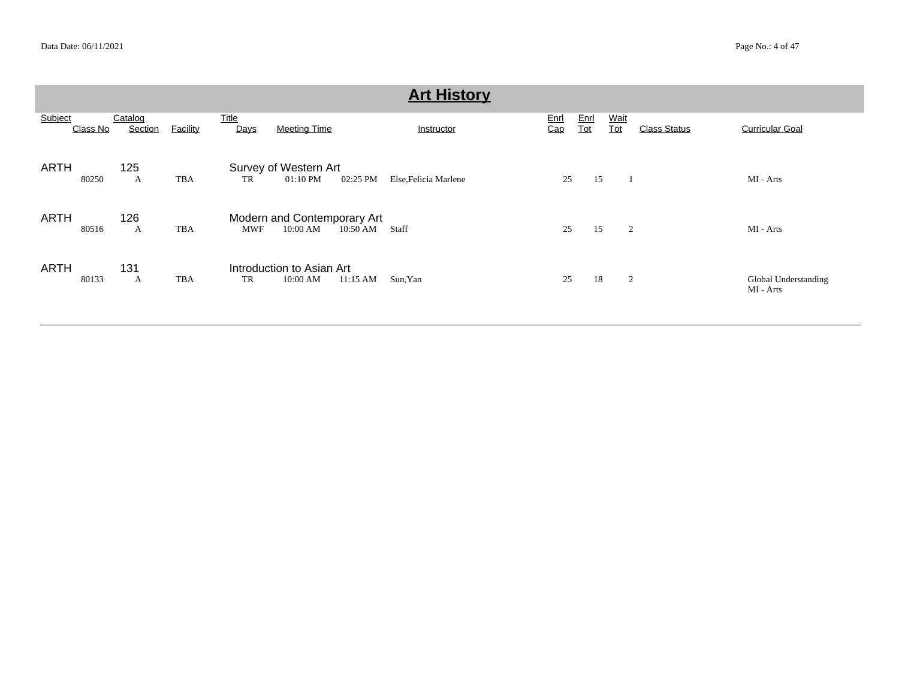# Art History

| Subject | Class No | Catalog | Section | Facility | Title | Days | Meeting Time | | Instructor | Enrl Cap | Enrl Tot | Wait Tot | Class Status | Curricular Goal |
|---|---|---|---|---|---|---|---|---|---|---|---|---|---|---|
| ARTH | | 125 | | | Survey of Western Art | | | | | | | | | |
| | 80250 | | A | TBA | | TR | 01:10 PM | 02:25 PM | Else,Felicia Marlene | 25 | 15 | 1 | | MI - Arts |
| ARTH | | 126 | | | Modern and Contemporary Art | | | | | | | | | |
| | 80516 | | A | TBA | | MWF | 10:00 AM | 10:50 AM | Staff | 25 | 15 | 2 | | MI - Arts |
| ARTH | | 131 | | | Introduction to Asian Art | | | | | | | | | |
| | 80133 | | A | TBA | | TR | 10:00 AM | 11:15 AM | Sun,Yan | 25 | 18 | 2 | | Global Understanding<br>MI - Arts |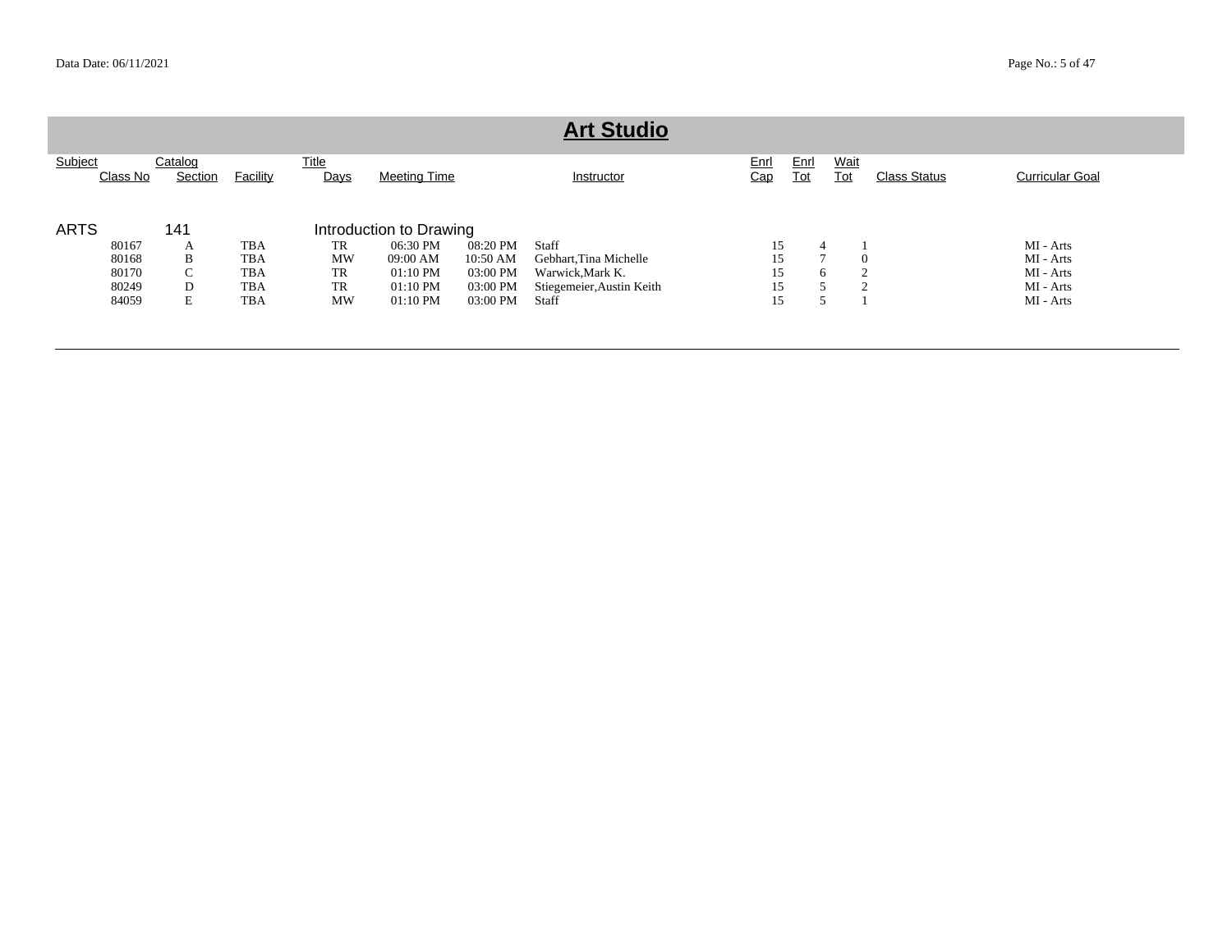# Art Studio

| Subject | Catalog | | Title | | | | Enrl | Enrl | Wait | | |
|---|---|---|---|---|---|---|---|---|---|---|---|
| Class No | Section | Facility | Days | Meeting Time | | Instructor | Cap | Tot | Tot | Class Status | Curricular Goal |
| ARTS | 141 | | Introduction to Drawing | | | | | | | | |
| 80167 | A | TBA | TR | 06:30 PM | 08:20 PM | Staff | 15 | 4 | 1 | | MI - Arts |
| 80168 | B | TBA | MW | 09:00 AM | 10:50 AM | Gebhart,Tina Michelle | 15 | 7 | 0 | | MI - Arts |
| 80170 | C | TBA | TR | 01:10 PM | 03:00 PM | Warwick,Mark K. | 15 | 6 | 2 | | MI - Arts |
| 80249 | D | TBA | TR | 01:10 PM | 03:00 PM | Stiegemeier,Austin Keith | 15 | 5 | 2 | | MI - Arts |
| 84059 | E | TBA | MW | 01:10 PM | 03:00 PM | Staff | 15 | 5 | 1 | | MI - Arts |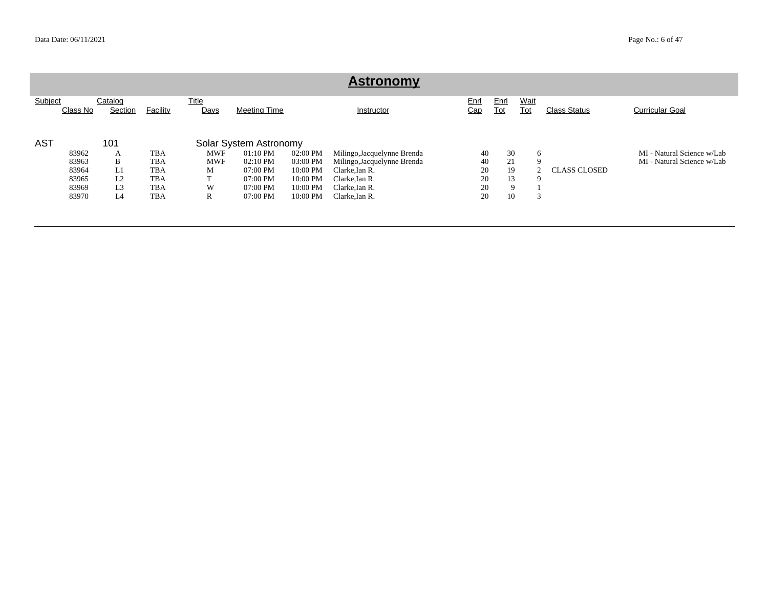# Astronomy

| Subject | Class No | Catalog Section | Facility | Title Days | Meeting Time | | Instructor | Enrl Cap | Enrl Tot | Wait Tot | Class Status | Curricular Goal |
|---|---|---|---|---|---|---|---|---|---|---|---|---|
| AST | | 101 | | Solar System Astronomy | | | | | | | | |
| | 83962 | A | TBA | MWF | 01:10 PM | 02:00 PM | Milingo,Jacquelynne Brenda | 40 | 30 | 6 | | MI - Natural Science w/Lab |
| | 83963 | B | TBA | MWF | 02:10 PM | 03:00 PM | Milingo,Jacquelynne Brenda | 40 | 21 | 9 | | MI - Natural Science w/Lab |
| | 83964 | L1 | TBA | M | 07:00 PM | 10:00 PM | Clarke,Ian R. | 20 | 19 | 2 | CLASS CLOSED | |
| | 83965 | L2 | TBA | T | 07:00 PM | 10:00 PM | Clarke,Ian R. | 20 | 13 | 9 | | |
| | 83969 | L3 | TBA | W | 07:00 PM | 10:00 PM | Clarke,Ian R. | 20 | 9 | 1 | | |
| | 83970 | L4 | TBA | R | 07:00 PM | 10:00 PM | Clarke,Ian R. | 20 | 10 | 3 | | |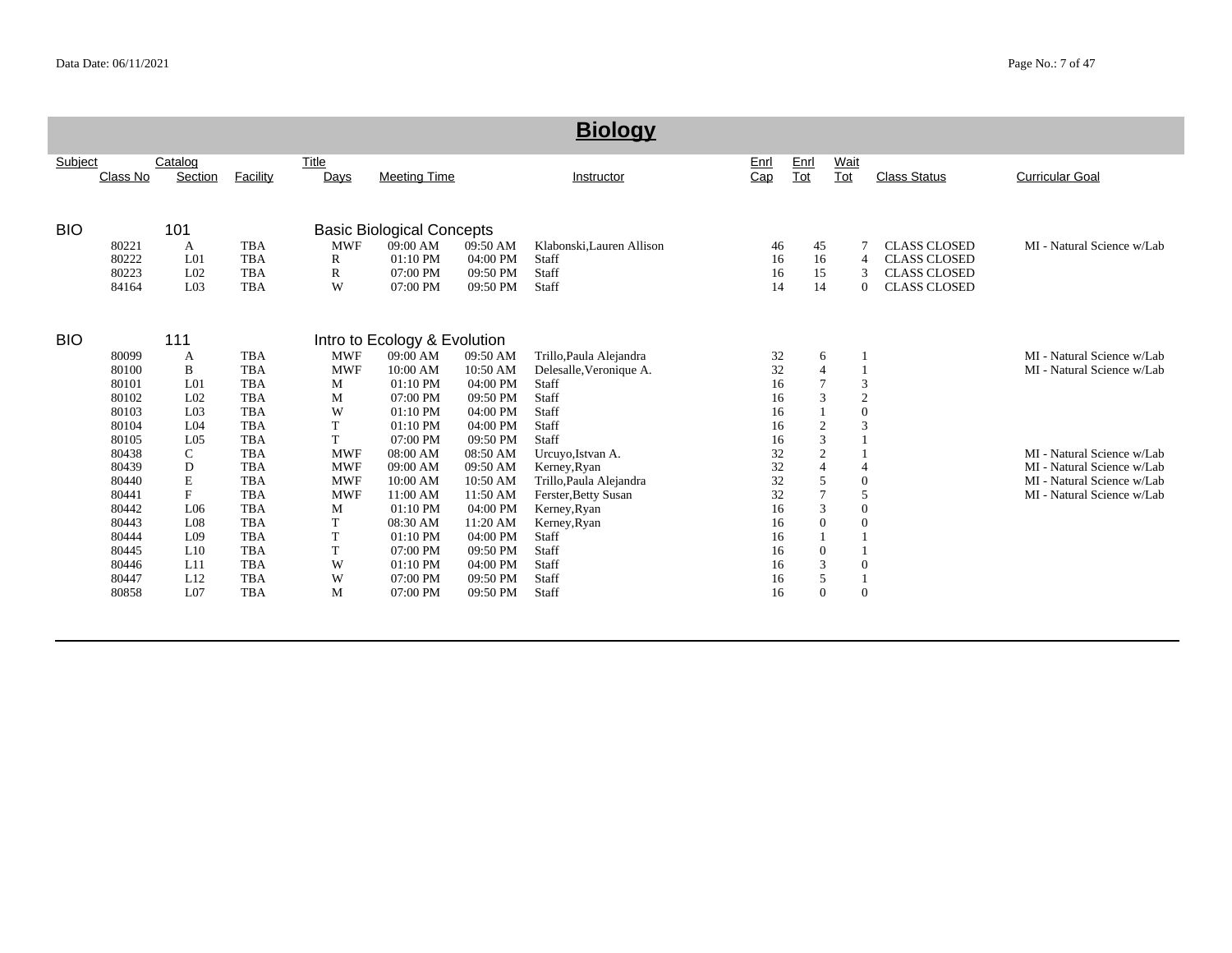# Biology

| Subject | Class No | Catalog Section | Facility | Title Days | Meeting Time | | Instructor | Enrl Cap | Enrl Tot | Wait Tot | Class Status | Curricular Goal |
|---|---|---|---|---|---|---|---|---|---|---|---|---|
| BIO | | 101 | | Basic Biological Concepts | | | | | | | | |
| | 80221 | A | TBA | MWF | 09:00 AM | 09:50 AM | Klabonski,Lauren Allison | 46 | 45 | 7 | CLASS CLOSED | MI - Natural Science w/Lab |
| | 80222 | L01 | TBA | R | 01:10 PM | 04:00 PM | Staff | 16 | 16 | 4 | CLASS CLOSED | |
| | 80223 | L02 | TBA | R | 07:00 PM | 09:50 PM | Staff | 16 | 15 | 3 | CLASS CLOSED | |
| | 84164 | L03 | TBA | W | 07:00 PM | 09:50 PM | Staff | 14 | 14 | 0 | CLASS CLOSED | |
| BIO | | 111 | | Intro to Ecology & Evolution | | | | | | | | |
| | 80099 | A | TBA | MWF | 09:00 AM | 09:50 AM | Trillo,Paula Alejandra | 32 | 6 | 1 | | MI - Natural Science w/Lab |
| | 80100 | B | TBA | MWF | 10:00 AM | 10:50 AM | Delesalle,Veronique A. | 32 | 4 | 1 | | MI - Natural Science w/Lab |
| | 80101 | L01 | TBA | M | 01:10 PM | 04:00 PM | Staff | 16 | 7 | 3 | | |
| | 80102 | L02 | TBA | M | 07:00 PM | 09:50 PM | Staff | 16 | 3 | 2 | | |
| | 80103 | L03 | TBA | W | 01:10 PM | 04:00 PM | Staff | 16 | 1 | 0 | | |
| | 80104 | L04 | TBA | T | 01:10 PM | 04:00 PM | Staff | 16 | 2 | 3 | | |
| | 80105 | L05 | TBA | T | 07:00 PM | 09:50 PM | Staff | 16 | 3 | 1 | | |
| | 80438 | C | TBA | MWF | 08:00 AM | 08:50 AM | Urcuyo,Istvan A. | 32 | 2 | 1 | | MI - Natural Science w/Lab |
| | 80439 | D | TBA | MWF | 09:00 AM | 09:50 AM | Kerney,Ryan | 32 | 4 | 4 | | MI - Natural Science w/Lab |
| | 80440 | E | TBA | MWF | 10:00 AM | 10:50 AM | Trillo,Paula Alejandra | 32 | 5 | 0 | | MI - Natural Science w/Lab |
| | 80441 | F | TBA | MWF | 11:00 AM | 11:50 AM | Ferster,Betty Susan | 32 | 7 | 5 | | MI - Natural Science w/Lab |
| | 80442 | L06 | TBA | M | 01:10 PM | 04:00 PM | Kerney,Ryan | 16 | 3 | 0 | | |
| | 80443 | L08 | TBA | T | 08:30 AM | 11:20 AM | Kerney,Ryan | 16 | 0 | 0 | | |
| | 80444 | L09 | TBA | T | 01:10 PM | 04:00 PM | Staff | 16 | 1 | 1 | | |
| | 80445 | L10 | TBA | T | 07:00 PM | 09:50 PM | Staff | 16 | 0 | 1 | | |
| | 80446 | L11 | TBA | W | 01:10 PM | 04:00 PM | Staff | 16 | 3 | 0 | | |
| | 80447 | L12 | TBA | W | 07:00 PM | 09:50 PM | Staff | 16 | 5 | 1 | | |
| | 80858 | L07 | TBA | M | 07:00 PM | 09:50 PM | Staff | 16 | 0 | 0 | | |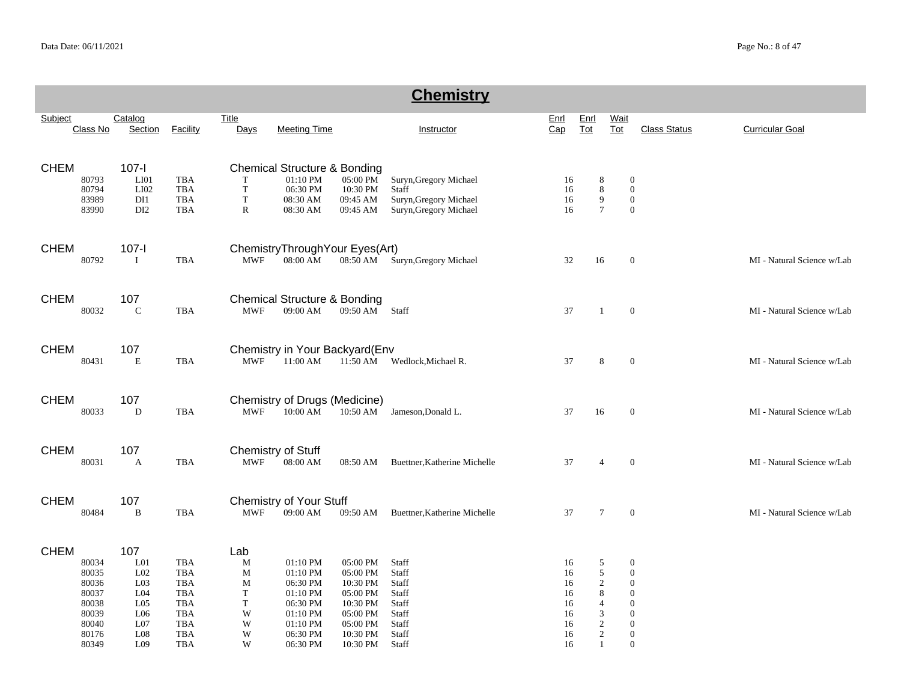# Chemistry

| Subject | Catalog | | Title | | | | Enrl | Enrl | Wait | | |
|---|---|---|---|---|---|---|---|---|---|---|---|
| Class No | Section | Facility | Days | Meeting Time | | Instructor | Cap | Tot | Tot | Class Status | Curricular Goal |
| **CHEM** | **107-I** | | **Chemical Structure & Bonding** | | | | | | | | |
| 80793 | LI01 | TBA | T | 01:10 PM | 05:00 PM | Suryn,Gregory Michael | 16 | 8 | 0 | | |
| 80794 | LI02 | TBA | T | 06:30 PM | 10:30 PM | Staff | 16 | 8 | 0 | | |
| 83989 | DI1 | TBA | T | 08:30 AM | 09:45 AM | Suryn,Gregory Michael | 16 | 9 | 0 | | |
| 83990 | DI2 | TBA | R | 08:30 AM | 09:45 AM | Suryn,Gregory Michael | 16 | 7 | 0 | | |
| **CHEM** | **107-I** | | **ChemistryThroughYour Eyes(Art)** | | | | | | | | |
| 80792 | I | TBA | MWF | 08:00 AM | 08:50 AM | Suryn,Gregory Michael | 32 | 16 | 0 | | MI - Natural Science w/Lab |
| **CHEM** | **107** | | **Chemical Structure & Bonding** | | | | | | | | |
| 80032 | C | TBA | MWF | 09:00 AM | 09:50 AM | Staff | 37 | 1 | 0 | | MI - Natural Science w/Lab |
| **CHEM** | **107** | | **Chemistry in Your Backyard(Env** | | | | | | | | |
| 80431 | E | TBA | MWF | 11:00 AM | 11:50 AM | Wedlock,Michael R. | 37 | 8 | 0 | | MI - Natural Science w/Lab |
| **CHEM** | **107** | | **Chemistry of Drugs (Medicine)** | | | | | | | | |
| 80033 | D | TBA | MWF | 10:00 AM | 10:50 AM | Jameson,Donald L. | 37 | 16 | 0 | | MI - Natural Science w/Lab |
| **CHEM** | **107** | | **Chemistry of Stuff** | | | | | | | | |
| 80031 | A | TBA | MWF | 08:00 AM | 08:50 AM | Buettner,Katherine Michelle | 37 | 4 | 0 | | MI - Natural Science w/Lab |
| **CHEM** | **107** | | **Chemistry of Your Stuff** | | | | | | | | |
| 80484 | B | TBA | MWF | 09:00 AM | 09:50 AM | Buettner,Katherine Michelle | 37 | 7 | 0 | | MI - Natural Science w/Lab |
| **CHEM** | **107** | | **Lab** | | | | | | | | |
| 80034 | L01 | TBA | M | 01:10 PM | 05:00 PM | Staff | 16 | 5 | 0 | | |
| 80035 | L02 | TBA | M | 01:10 PM | 05:00 PM | Staff | 16 | 5 | 0 | | |
| 80036 | L03 | TBA | M | 06:30 PM | 10:30 PM | Staff | 16 | 2 | 0 | | |
| 80037 | L04 | TBA | T | 01:10 PM | 05:00 PM | Staff | 16 | 8 | 0 | | |
| 80038 | L05 | TBA | T | 06:30 PM | 10:30 PM | Staff | 16 | 4 | 0 | | |
| 80039 | L06 | TBA | W | 01:10 PM | 05:00 PM | Staff | 16 | 3 | 0 | | |
| 80040 | L07 | TBA | W | 01:10 PM | 05:00 PM | Staff | 16 | 2 | 0 | | |
| 80176 | L08 | TBA | W | 06:30 PM | 10:30 PM | Staff | 16 | 2 | 0 | | |
| 80349 | L09 | TBA | W | 06:30 PM | 10:30 PM | Staff | 16 | 1 | 0 | | |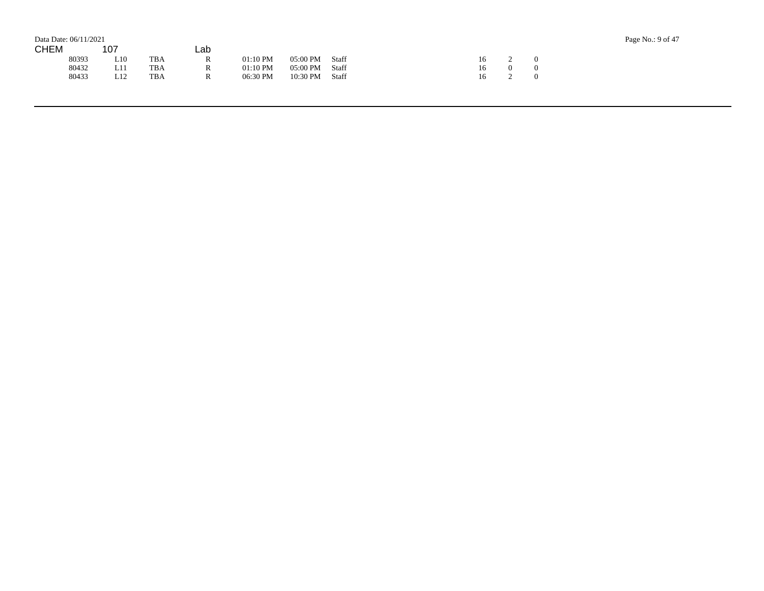Data Date: 06/11/2021

CHEM 107 Lab

| | | | | | | | | | |
|---|---|---|---|---|---|---|---|---|---|
| 80393 | L10 | TBA | R | 01:10 PM | 05:00 PM | Staff | 16 | 2 | 0 |
| 80432 | L11 | TBA | R | 01:10 PM | 05:00 PM | Staff | 16 | 0 | 0 |
| 80433 | L12 | TBA | R | 06:30 PM | 10:30 PM | Staff | 16 | 2 | 0 |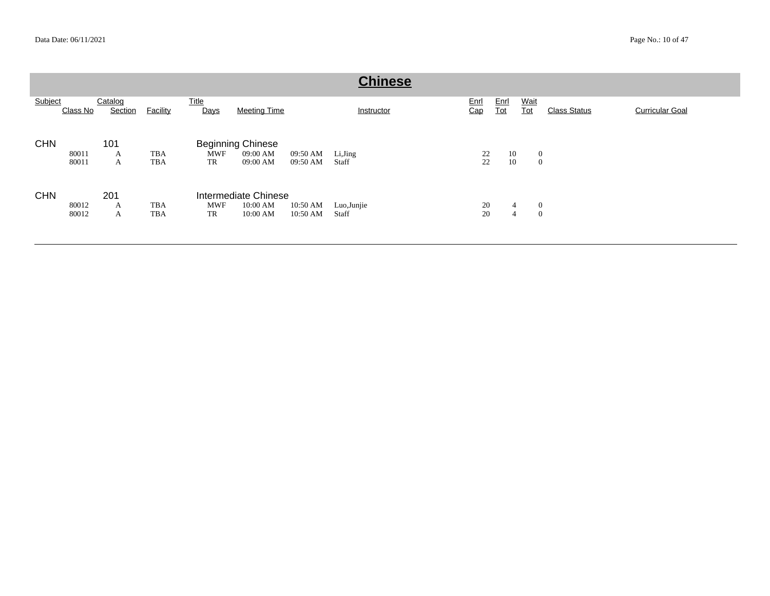## Chinese

| Subject | Class No | Catalog Section | Facility | Title Days | Meeting Time | | Instructor | Enrl Cap | Enrl Tot | Wait Tot | Class Status | Curricular Goal |
|---|---|---|---|---|---|---|---|---|---|---|---|---|
| CHN | | 101 | | Beginning Chinese | | | | | | | | |
| | 80011 | A | TBA | MWF | 09:00 AM | 09:50 AM | Li,Jing | 22 | 10 | 0 | | |
| | 80011 | A | TBA | TR | 09:00 AM | 09:50 AM | Staff | 22 | 10 | 0 | | |
| CHN | | 201 | | Intermediate Chinese | | | | | | | | |
| | 80012 | A | TBA | MWF | 10:00 AM | 10:50 AM | Luo,Junjie | 20 | 4 | 0 | | |
| | 80012 | A | TBA | TR | 10:00 AM | 10:50 AM | Staff | 20 | 4 | 0 | | |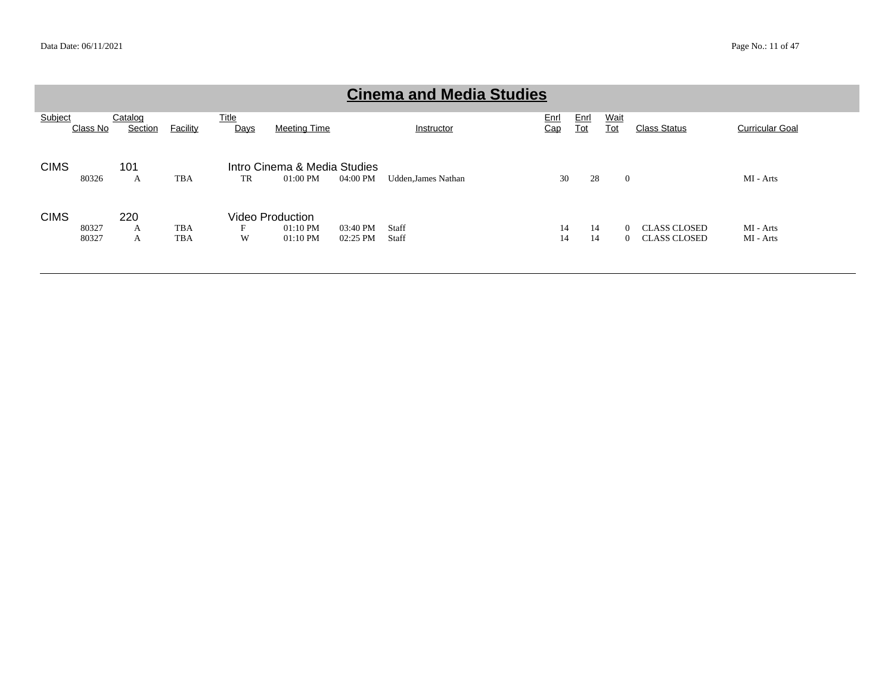# Cinema and Media Studies

| Subject | Class No | Catalog Section | Facility | Title Days | Meeting Time | | Instructor | Enrl Cap | Enrl Tot | Wait Tot | Class Status | Curricular Goal |
|---|---|---|---|---|---|---|---|---|---|---|---|---|
| CIMS | | 101 | | Intro Cinema & Media Studies | | | | | | | | |
| | 80326 | A | TBA | TR | 01:00 PM | 04:00 PM | Udden,James Nathan | 30 | 28 | 0 | | MI - Arts |
| CIMS | | 220 | | Video Production | | | | | | | | |
| | 80327 | A | TBA | F | 01:10 PM | 03:40 PM | Staff | 14 | 14 | 0 | CLASS CLOSED | MI - Arts |
| | 80327 | A | TBA | W | 01:10 PM | 02:25 PM | Staff | 14 | 14 | 0 | CLASS CLOSED | MI - Arts |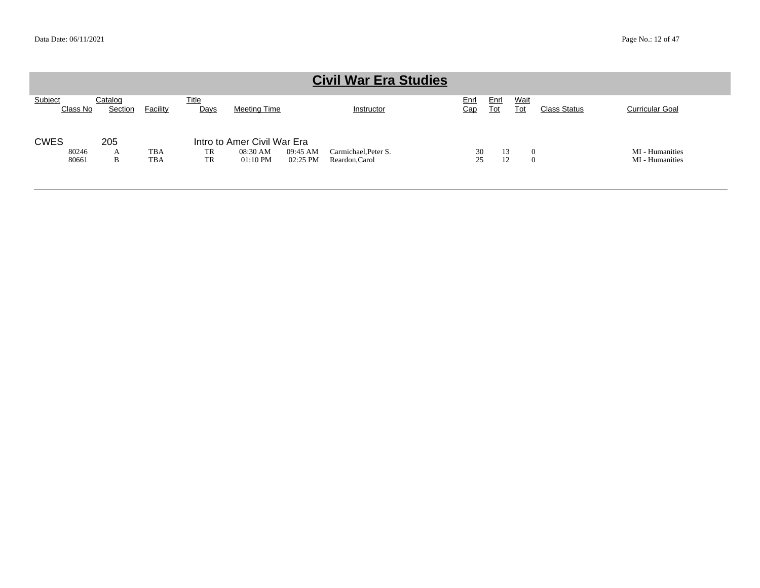# Civil War Era Studies

| Subject | Catalog | | Title | | | | | | | | | |
|---|---|---|---|---|---|---|---|---|---|---|---|---|
| Class No | Section | Facility | Days | Meeting Time | | Instructor | Enrl Cap | Enrl Tot | Wait Tot | Class Status | Curricular Goal |
| CWES | 205 | | Intro to Amer Civil War Era | | | | | | | | |
| 80246 | A | TBA | TR | 08:30 AM | 09:45 AM | Carmichael,Peter S. | 30 | 13 | 0 | | MI - Humanities |
| 80661 | B | TBA | TR | 01:10 PM | 02:25 PM | Reardon,Carol | 25 | 12 | 0 | | MI - Humanities |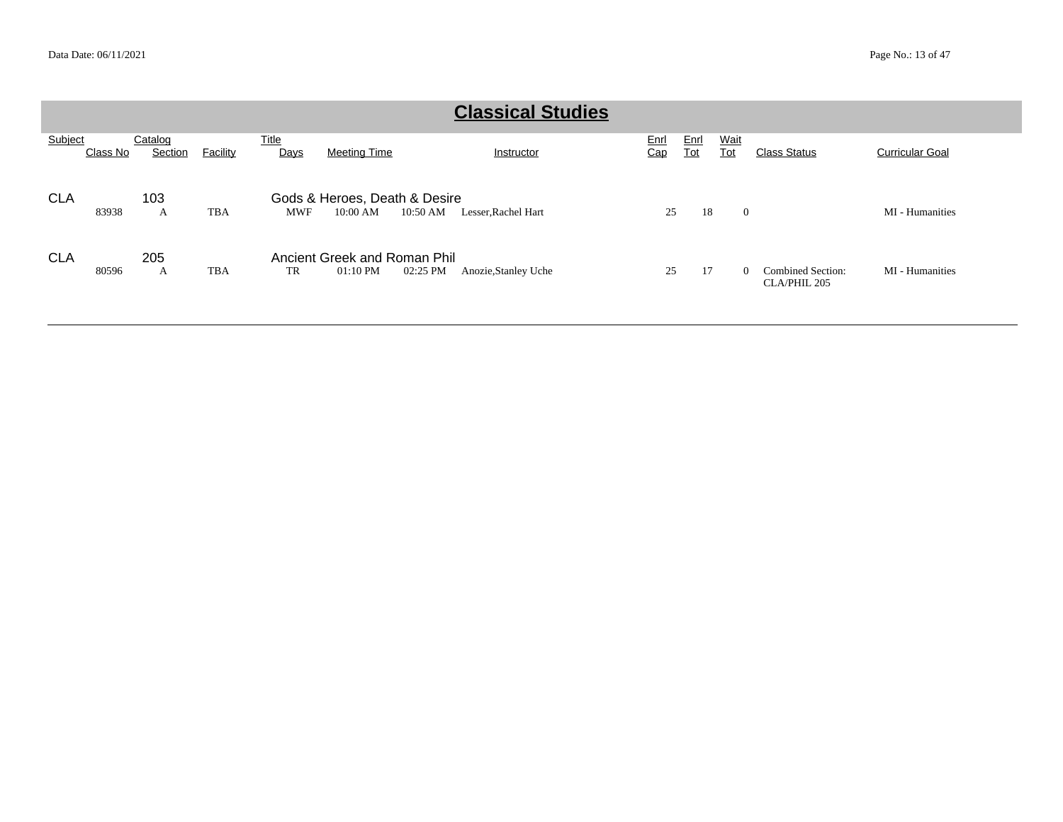# Classical Studies

| Subject | Class No | Catalog Section | Facility | Title Days | Meeting Time | | Instructor | Enrl Cap | Enrl Tot | Wait Tot | Class Status | Curricular Goal |
|---|---|---|---|---|---|---|---|---|---|---|---|---|
| CLA | | 103 | | Gods & Heroes, Death & Desire | | | | | | | | |
| | 83938 | A | TBA | MWF | 10:00 AM | 10:50 AM | Lesser,Rachel Hart | 25 | 18 | 0 | | MI - Humanities |
| CLA | | 205 | | Ancient Greek and Roman Phil | | | | | | | | |
| | 80596 | A | TBA | TR | 01:10 PM | 02:25 PM | Anozie,Stanley Uche | 25 | 17 | 0 | Combined Section: CLA/PHIL 205 | MI - Humanities |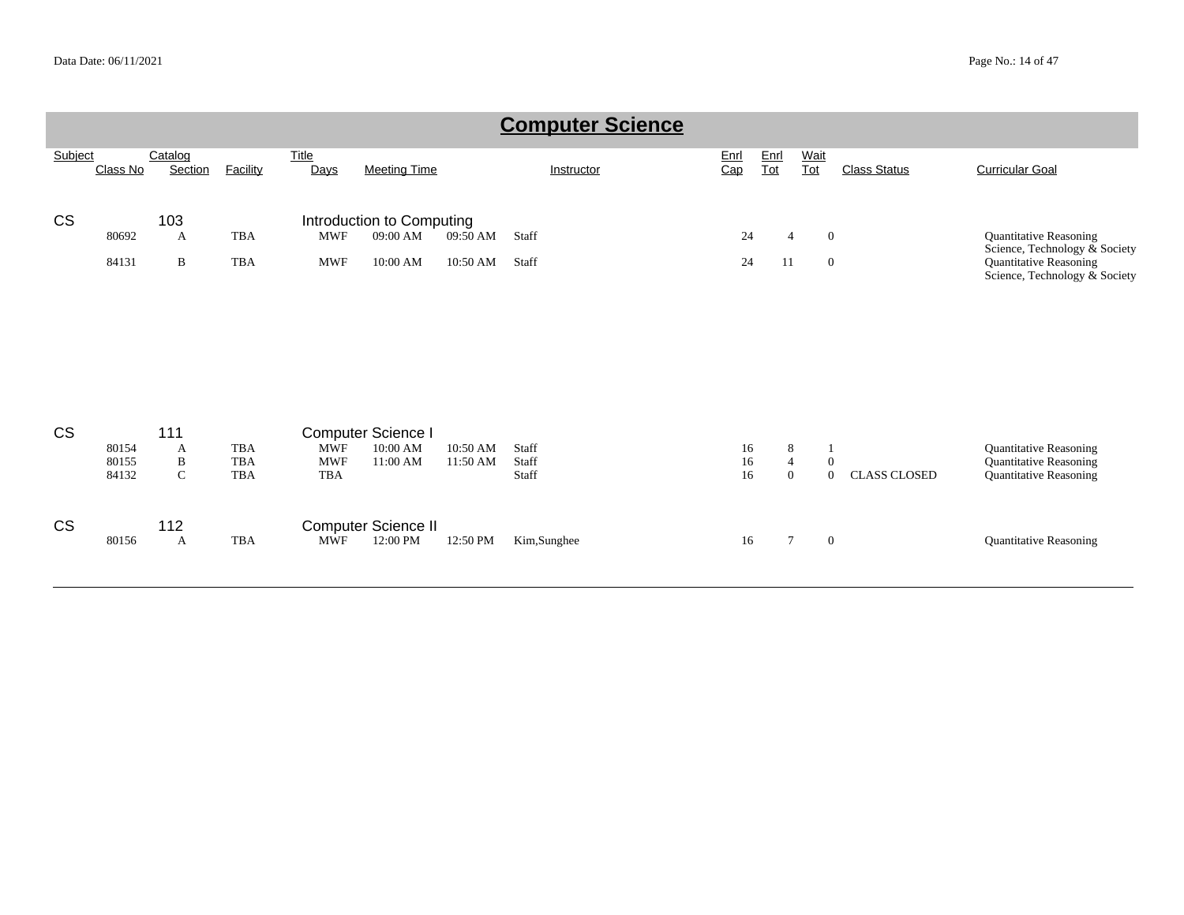# Computer Science

| Subject | Class No | Catalog Section | Facility | Title Days | Meeting Time | | Instructor | Enrl Cap | Enrl Tot | Wait Tot | Class Status | Curricular Goal |
|---|---|---|---|---|---|---|---|---|---|---|---|---|
| CS | | 103 | | Introduction to Computing | | | | | | | | |
| | 80692 | A | TBA | MWF | 09:00 AM | 09:50 AM | Staff | 24 | 4 | 0 | | Quantitative Reasoning<br>Science, Technology & Society |
| | 84131 | B | TBA | MWF | 10:00 AM | 10:50 AM | Staff | 24 | 11 | 0 | | Quantitative Reasoning<br>Science, Technology & Society |
| CS | | 111 | | Computer Science I | | | | | | | | |
| | 80154 | A | TBA | MWF | 10:00 AM | 10:50 AM | Staff | 16 | 8 | 1 | | Quantitative Reasoning |
| | 80155 | B | TBA | MWF | 11:00 AM | 11:50 AM | Staff | 16 | 4 | 0 | | Quantitative Reasoning |
| | 84132 | C | TBA | TBA | | | Staff | 16 | 0 | 0 | CLASS CLOSED | Quantitative Reasoning |
| CS | | 112 | | Computer Science II | | | | | | | | |
| | 80156 | A | TBA | MWF | 12:00 PM | 12:50 PM | Kim,Sunghee | 16 | 7 | 0 | | Quantitative Reasoning |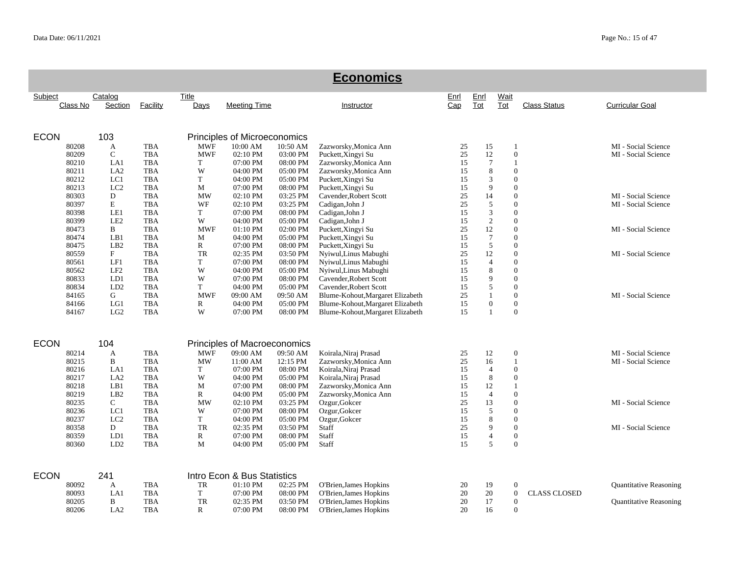# Economics

| Subject | Catalog | | Title | | | | | Enrl | Enrl | Wait | | |
|---|---|---|---|---|---|---|---|---|---|---|---|---|
| Class No | Section | Facility | Days | Meeting Time | | Instructor | | Cap | Tot | Tot | Class Status | Curricular Goal |

## ECON 103 Principles of Microeconomics

| Class No | Section | Facility | Days | Meeting Time | | Instructor | Enrl Cap | Enrl Tot | Wait Tot | Class Status | Curricular Goal |
|---|---|---|---|---|---|---|---|---|---|---|---|
| 80208 | A | TBA | MWF | 10:00 AM | 10:50 AM | Zazworsky,Monica Ann | 25 | 15 | 1 | | MI - Social Science |
| 80209 | C | TBA | MWF | 02:10 PM | 03:00 PM | Puckett,Xingyi Su | 25 | 12 | 0 | | MI - Social Science |
| 80210 | LA1 | TBA | T | 07:00 PM | 08:00 PM | Zazworsky,Monica Ann | 15 | 7 | 1 | | |
| 80211 | LA2 | TBA | W | 04:00 PM | 05:00 PM | Zazworsky,Monica Ann | 15 | 8 | 0 | | |
| 80212 | LC1 | TBA | T | 04:00 PM | 05:00 PM | Puckett,Xingyi Su | 15 | 3 | 0 | | |
| 80213 | LC2 | TBA | M | 07:00 PM | 08:00 PM | Puckett,Xingyi Su | 15 | 9 | 0 | | |
| 80303 | D | TBA | MW | 02:10 PM | 03:25 PM | Cavender,Robert Scott | 25 | 14 | 0 | | MI - Social Science |
| 80397 | E | TBA | WF | 02:10 PM | 03:25 PM | Cadigan,John J | 25 | 5 | 0 | | MI - Social Science |
| 80398 | LE1 | TBA | T | 07:00 PM | 08:00 PM | Cadigan,John J | 15 | 3 | 0 | | |
| 80399 | LE2 | TBA | W | 04:00 PM | 05:00 PM | Cadigan,John J | 15 | 2 | 0 | | |
| 80473 | B | TBA | MWF | 01:10 PM | 02:00 PM | Puckett,Xingyi Su | 25 | 12 | 0 | | MI - Social Science |
| 80474 | LB1 | TBA | M | 04:00 PM | 05:00 PM | Puckett,Xingyi Su | 15 | 7 | 0 | | |
| 80475 | LB2 | TBA | R | 07:00 PM | 08:00 PM | Puckett,Xingyi Su | 15 | 5 | 0 | | |
| 80559 | F | TBA | TR | 02:35 PM | 03:50 PM | Nyiwul,Linus Mabughi | 25 | 12 | 0 | | MI - Social Science |
| 80561 | LF1 | TBA | T | 07:00 PM | 08:00 PM | Nyiwul,Linus Mabughi | 15 | 4 | 0 | | |
| 80562 | LF2 | TBA | W | 04:00 PM | 05:00 PM | Nyiwul,Linus Mabughi | 15 | 8 | 0 | | |
| 80833 | LD1 | TBA | W | 07:00 PM | 08:00 PM | Cavender,Robert Scott | 15 | 9 | 0 | | |
| 80834 | LD2 | TBA | T | 04:00 PM | 05:00 PM | Cavender,Robert Scott | 15 | 5 | 0 | | |
| 84165 | G | TBA | MWF | 09:00 AM | 09:50 AM | Blume-Kohout,Margaret Elizabeth | 25 | 1 | 0 | | MI - Social Science |
| 84166 | LG1 | TBA | R | 04:00 PM | 05:00 PM | Blume-Kohout,Margaret Elizabeth | 15 | 0 | 0 | | |
| 84167 | LG2 | TBA | W | 07:00 PM | 08:00 PM | Blume-Kohout,Margaret Elizabeth | 15 | 1 | 0 | | |

## ECON 104 Principles of Macroeconomics

| Class No | Section | Facility | Days | Meeting Time | | Instructor | Enrl Cap | Enrl Tot | Wait Tot | Class Status | Curricular Goal |
|---|---|---|---|---|---|---|---|---|---|---|---|
| 80214 | A | TBA | MWF | 09:00 AM | 09:50 AM | Koirala,Niraj Prasad | 25 | 12 | 0 | | MI - Social Science |
| 80215 | B | TBA | MW | 11:00 AM | 12:15 PM | Zazworsky,Monica Ann | 25 | 16 | 1 | | MI - Social Science |
| 80216 | LA1 | TBA | T | 07:00 PM | 08:00 PM | Koirala,Niraj Prasad | 15 | 4 | 0 | | |
| 80217 | LA2 | TBA | W | 04:00 PM | 05:00 PM | Koirala,Niraj Prasad | 15 | 8 | 0 | | |
| 80218 | LB1 | TBA | M | 07:00 PM | 08:00 PM | Zazworsky,Monica Ann | 15 | 12 | 1 | | |
| 80219 | LB2 | TBA | R | 04:00 PM | 05:00 PM | Zazworsky,Monica Ann | 15 | 4 | 0 | | |
| 80235 | C | TBA | MW | 02:10 PM | 03:25 PM | Ozgur,Gokcer | 25 | 13 | 0 | | MI - Social Science |
| 80236 | LC1 | TBA | W | 07:00 PM | 08:00 PM | Ozgur,Gokcer | 15 | 5 | 0 | | |
| 80237 | LC2 | TBA | T | 04:00 PM | 05:00 PM | Ozgur,Gokcer | 15 | 8 | 0 | | |
| 80358 | D | TBA | TR | 02:35 PM | 03:50 PM | Staff | 25 | 9 | 0 | | MI - Social Science |
| 80359 | LD1 | TBA | R | 07:00 PM | 08:00 PM | Staff | 15 | 4 | 0 | | |
| 80360 | LD2 | TBA | M | 04:00 PM | 05:00 PM | Staff | 15 | 5 | 0 | | |

## ECON 241 Intro Econ & Bus Statistics

| Class No | Section | Facility | Days | Meeting Time | | Instructor | Enrl Cap | Enrl Tot | Wait Tot | Class Status | Curricular Goal |
|---|---|---|---|---|---|---|---|---|---|---|---|
| 80092 | A | TBA | TR | 01:10 PM | 02:25 PM | O'Brien,James Hopkins | 20 | 19 | 0 | | Quantitative Reasoning |
| 80093 | LA1 | TBA | T | 07:00 PM | 08:00 PM | O'Brien,James Hopkins | 20 | 20 | 0 | CLASS CLOSED | |
| 80205 | B | TBA | TR | 02:35 PM | 03:50 PM | O'Brien,James Hopkins | 20 | 17 | 0 | | Quantitative Reasoning |
| 80206 | LA2 | TBA | R | 07:00 PM | 08:00 PM | O'Brien,James Hopkins | 20 | 16 | 0 | | |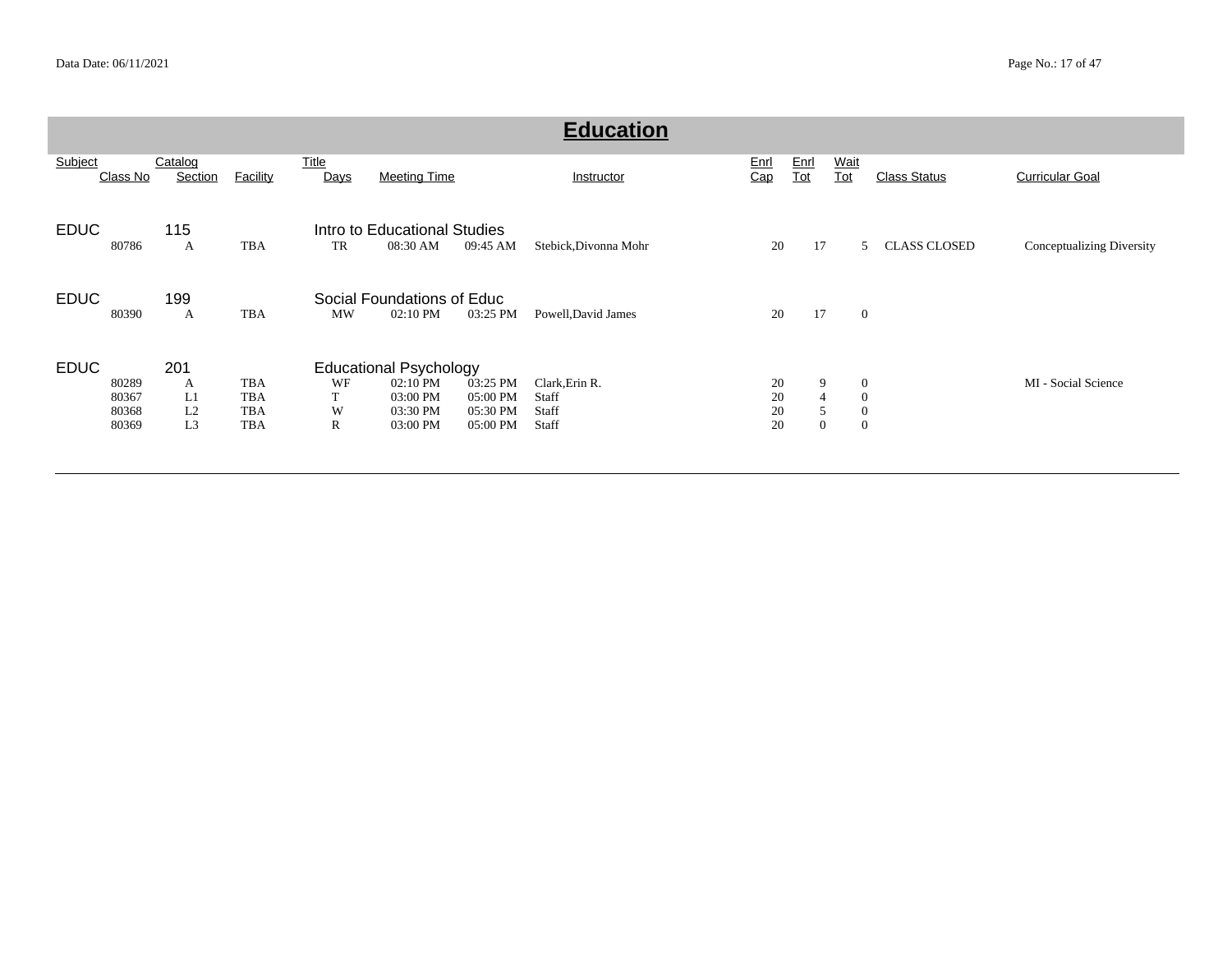# Education

| Subject | Class No | Catalog Section | Facility | Title Days | Meeting Time | | Instructor | Enrl Cap | Enrl Tot | Wait Tot | Class Status | Curricular Goal |
|---|---|---|---|---|---|---|---|---|---|---|---|---|
| EDUC | | 115 | | Intro to Educational Studies | | | | | | | | |
| | 80786 | A | TBA | TR | 08:30 AM | 09:45 AM | Stebick,Divonna Mohr | 20 | 17 | 5 | CLASS CLOSED | Conceptualizing Diversity |
| EDUC | | 199 | | Social Foundations of Educ | | | | | | | | |
| | 80390 | A | TBA | MW | 02:10 PM | 03:25 PM | Powell,David James | 20 | 17 | 0 | | |
| EDUC | | 201 | | Educational Psychology | | | | | | | | |
| | 80289 | A | TBA | WF | 02:10 PM | 03:25 PM | Clark,Erin R. | 20 | 9 | 0 | | MI - Social Science |
| | 80367 | L1 | TBA | T | 03:00 PM | 05:00 PM | Staff | 20 | 4 | 0 | | |
| | 80368 | L2 | TBA | W | 03:30 PM | 05:30 PM | Staff | 20 | 5 | 0 | | |
| | 80369 | L3 | TBA | R | 03:00 PM | 05:00 PM | Staff | 20 | 0 | 0 | | |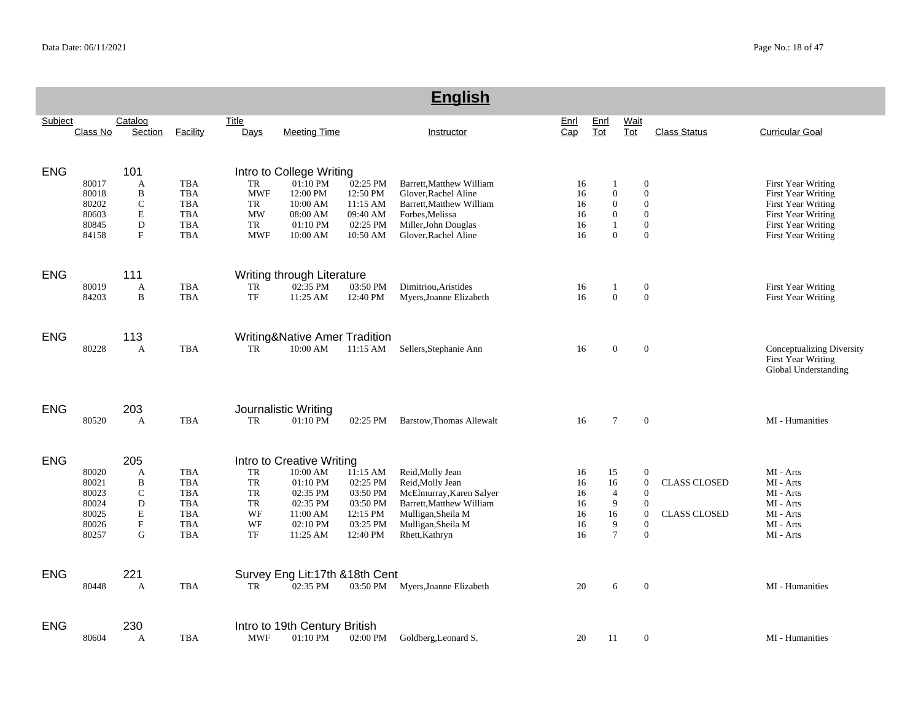# English

| Subject | Class No | Catalog Section | Facility | Title Days | Meeting Time | | Instructor | Enrl Cap | Enrl Tot | Wait Tot | Class Status | Curricular Goal |
|---|---|---|---|---|---|---|---|---|---|---|---|---|
| ENG | | 101 | | Intro to College Writing | | | | | | | | |
| | 80017 | A | TBA | TR | 01:10 PM | 02:25 PM | Barrett,Matthew William | 16 | 1 | 0 | | First Year Writing |
| | 80018 | B | TBA | MWF | 12:00 PM | 12:50 PM | Glover,Rachel Aline | 16 | 0 | 0 | | First Year Writing |
| | 80202 | C | TBA | TR | 10:00 AM | 11:15 AM | Barrett,Matthew William | 16 | 0 | 0 | | First Year Writing |
| | 80603 | E | TBA | MW | 08:00 AM | 09:40 AM | Forbes,Melissa | 16 | 0 | 0 | | First Year Writing |
| | 80845 | D | TBA | TR | 01:10 PM | 02:25 PM | Miller,John Douglas | 16 | 1 | 0 | | First Year Writing |
| | 84158 | F | TBA | MWF | 10:00 AM | 10:50 AM | Glover,Rachel Aline | 16 | 0 | 0 | | First Year Writing |
| ENG | | 111 | | Writing through Literature | | | | | | | | |
| | 80019 | A | TBA | TR | 02:35 PM | 03:50 PM | Dimitriou,Aristides | 16 | 1 | 0 | | First Year Writing |
| | 84203 | B | TBA | TF | 11:25 AM | 12:40 PM | Myers,Joanne Elizabeth | 16 | 0 | 0 | | First Year Writing |
| ENG | | 113 | | Writing&Native Amer Tradition | | | | | | | | |
| | 80228 | A | TBA | TR | 10:00 AM | 11:15 AM | Sellers,Stephanie Ann | 16 | 0 | 0 | | Conceptualizing Diversity<br>First Year Writing<br>Global Understanding |
| ENG | | 203 | | Journalistic Writing | | | | | | | | |
| | 80520 | A | TBA | TR | 01:10 PM | 02:25 PM | Barstow,Thomas Allewalt | 16 | 7 | 0 | | MI - Humanities |
| ENG | | 205 | | Intro to Creative Writing | | | | | | | | |
| | 80020 | A | TBA | TR | 10:00 AM | 11:15 AM | Reid,Molly Jean | 16 | 15 | 0 | | MI - Arts |
| | 80021 | B | TBA | TR | 01:10 PM | 02:25 PM | Reid,Molly Jean | 16 | 16 | 0 | CLASS CLOSED | MI - Arts |
| | 80023 | C | TBA | TR | 02:35 PM | 03:50 PM | McElmurray,Karen Salyer | 16 | 4 | 0 | | MI - Arts |
| | 80024 | D | TBA | TR | 02:35 PM | 03:50 PM | Barrett,Matthew William | 16 | 9 | 0 | | MI - Arts |
| | 80025 | E | TBA | WF | 11:00 AM | 12:15 PM | Mulligan,Sheila M | 16 | 16 | 0 | CLASS CLOSED | MI - Arts |
| | 80026 | F | TBA | WF | 02:10 PM | 03:25 PM | Mulligan,Sheila M | 16 | 9 | 0 | | MI - Arts |
| | 80257 | G | TBA | TF | 11:25 AM | 12:40 PM | Rhett,Kathryn | 16 | 7 | 0 | | MI - Arts |
| ENG | | 221 | | Survey Eng Lit:17th &18th Cent | | | | | | | | |
| | 80448 | A | TBA | TR | 02:35 PM | 03:50 PM | Myers,Joanne Elizabeth | 20 | 6 | 0 | | MI - Humanities |
| ENG | | 230 | | Intro to 19th Century British | | | | | | | | |
| | 80604 | A | TBA | MWF | 01:10 PM | 02:00 PM | Goldberg,Leonard S. | 20 | 11 | 0 | | MI - Humanities |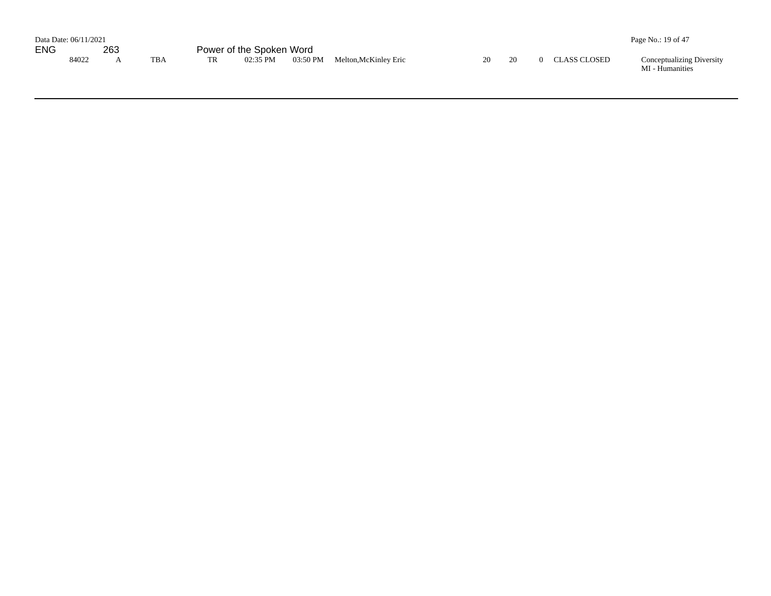ENG 263 Power of the Spoken Word

| | | | | | | | | | | | |
|---|---|---|---|---|---|---|---|---|---|---|---|
| 84022 | A | TBA | TR | 02:35 PM | 03:50 PM | Melton,McKinley Eric | 20 | 20 | 0 | CLASS CLOSED | Conceptualizing Diversity<br>MI - Humanities |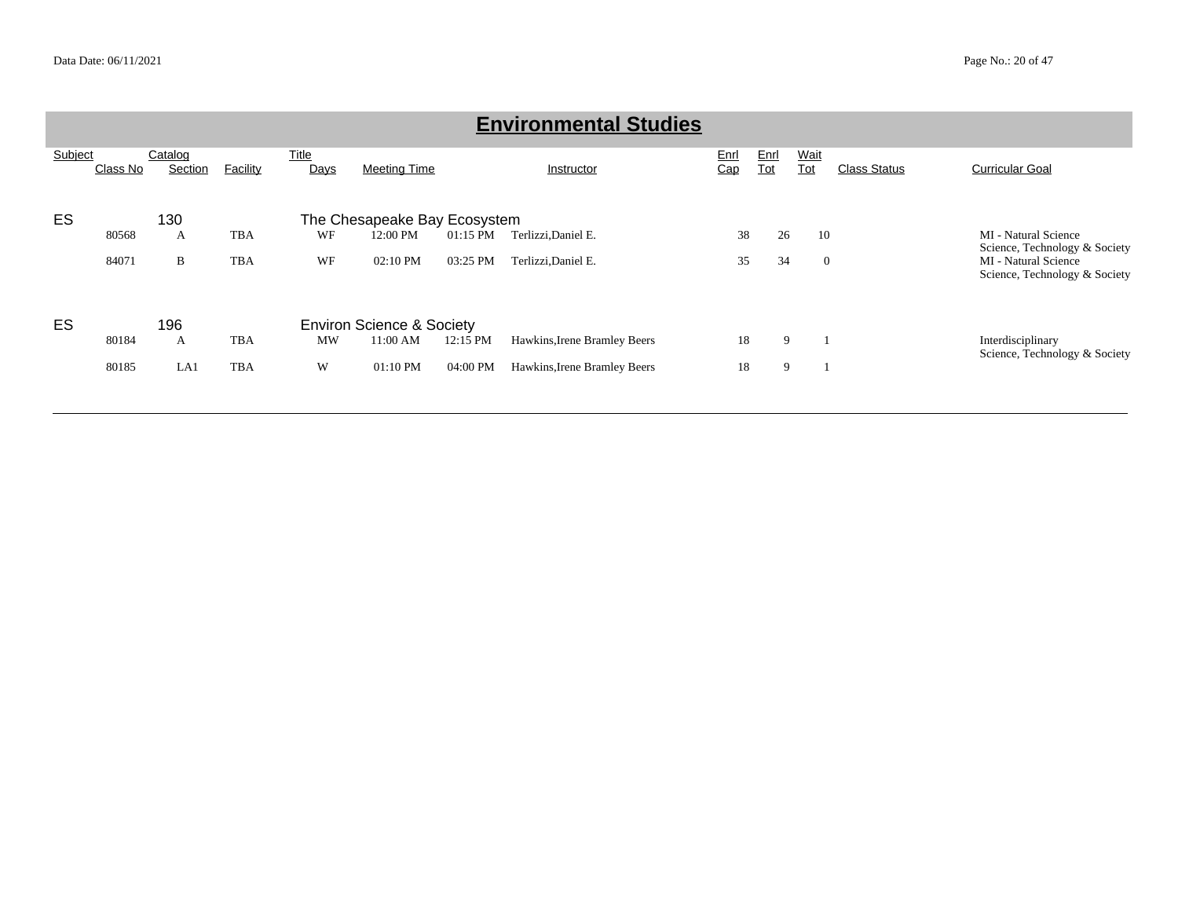# Environmental Studies

| Subject | Class No | Catalog Section | Facility | Title Days | Meeting Time | | Instructor | Enrl Cap | Enrl Tot | Wait Tot | Class Status | Curricular Goal |
|---|---|---|---|---|---|---|---|---|---|---|---|---|
| ES | | 130 | | The Chesapeake Bay Ecosystem | | | | | | | | |
| | 80568 | A | TBA | WF | 12:00 PM | 01:15 PM | Terlizzi,Daniel E. | 38 | 26 | 10 | | MI - Natural Science<br>Science, Technology & Society |
| | 84071 | B | TBA | WF | 02:10 PM | 03:25 PM | Terlizzi,Daniel E. | 35 | 34 | 0 | | MI - Natural Science<br>Science, Technology & Society |
| ES | | 196 | | Environ Science & Society | | | | | | | | |
| | 80184 | A | TBA | MW | 11:00 AM | 12:15 PM | Hawkins,Irene Bramley Beers | 18 | 9 | 1 | | Interdisciplinary<br>Science, Technology & Society |
| | 80185 | LA1 | TBA | W | 01:10 PM | 04:00 PM | Hawkins,Irene Bramley Beers | 18 | 9 | 1 | | |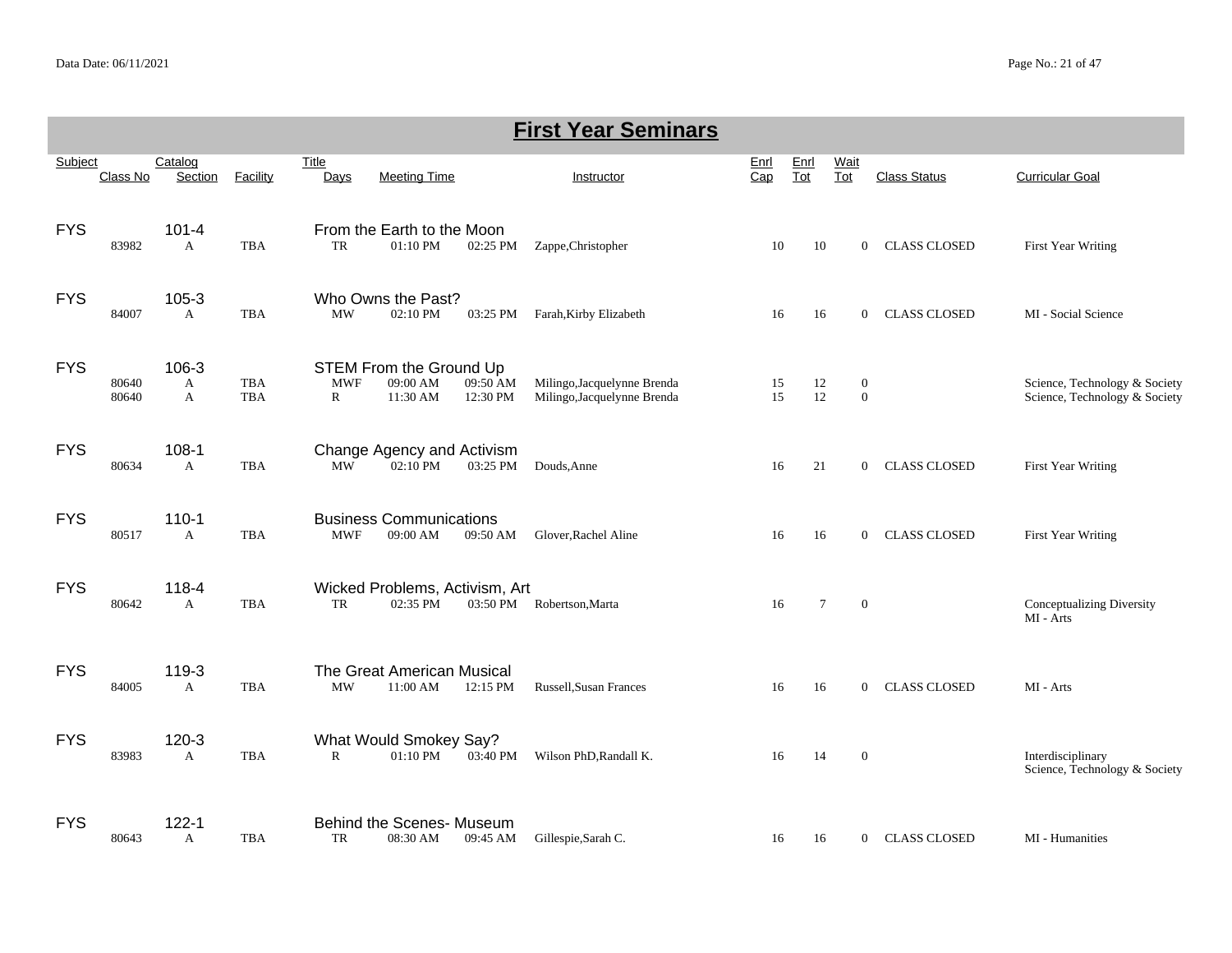# First Year Seminars

| Subject | Class No | Catalog Section | Facility | Title / Days | Meeting Time | | Instructor | Enrl Cap | Enrl Tot | Wait Tot | Class Status | Curricular Goal |
|---|---|---|---|---|---|---|---|---|---|---|---|---|
| FYS | | 101-4 | | From the Earth to the Moon | | | | | | | | |
| | 83982 | A | TBA | TR | 01:10 PM | 02:25 PM | Zappe,Christopher | 10 | 10 | 0 | CLASS CLOSED | First Year Writing |
| FYS | | 105-3 | | Who Owns the Past? | | | | | | | | |
| | 84007 | A | TBA | MW | 02:10 PM | 03:25 PM | Farah,Kirby Elizabeth | 16 | 16 | 0 | CLASS CLOSED | MI - Social Science |
| FYS | | 106-3 | | STEM From the Ground Up | | | | | | | | |
| | 80640 | A | TBA | MWF | 09:00 AM | 09:50 AM | Milingo,Jacquelynne Brenda | 15 | 12 | 0 | | Science, Technology & Society |
| | 80640 | A | TBA | R | 11:30 AM | 12:30 PM | Milingo,Jacquelynne Brenda | 15 | 12 | 0 | | Science, Technology & Society |
| FYS | | 108-1 | | Change Agency and Activism | | | | | | | | |
| | 80634 | A | TBA | MW | 02:10 PM | 03:25 PM | Douds,Anne | 16 | 21 | 0 | CLASS CLOSED | First Year Writing |
| FYS | | 110-1 | | Business Communications | | | | | | | | |
| | 80517 | A | TBA | MWF | 09:00 AM | 09:50 AM | Glover,Rachel Aline | 16 | 16 | 0 | CLASS CLOSED | First Year Writing |
| FYS | | 118-4 | | Wicked Problems, Activism, Art | | | | | | | | |
| | 80642 | A | TBA | TR | 02:35 PM | 03:50 PM | Robertson,Marta | 16 | 7 | 0 | | Conceptualizing Diversity<br>MI - Arts |
| FYS | | 119-3 | | The Great American Musical | | | | | | | | |
| | 84005 | A | TBA | MW | 11:00 AM | 12:15 PM | Russell,Susan Frances | 16 | 16 | 0 | CLASS CLOSED | MI - Arts |
| FYS | | 120-3 | | What Would Smokey Say? | | | | | | | | |
| | 83983 | A | TBA | R | 01:10 PM | 03:40 PM | Wilson PhD,Randall K. | 16 | 14 | 0 | | Interdisciplinary<br>Science, Technology & Society |
| FYS | | 122-1 | | Behind the Scenes- Museum | | | | | | | | |
| | 80643 | A | TBA | TR | 08:30 AM | 09:45 AM | Gillespie,Sarah C. | 16 | 16 | 0 | CLASS CLOSED | MI - Humanities |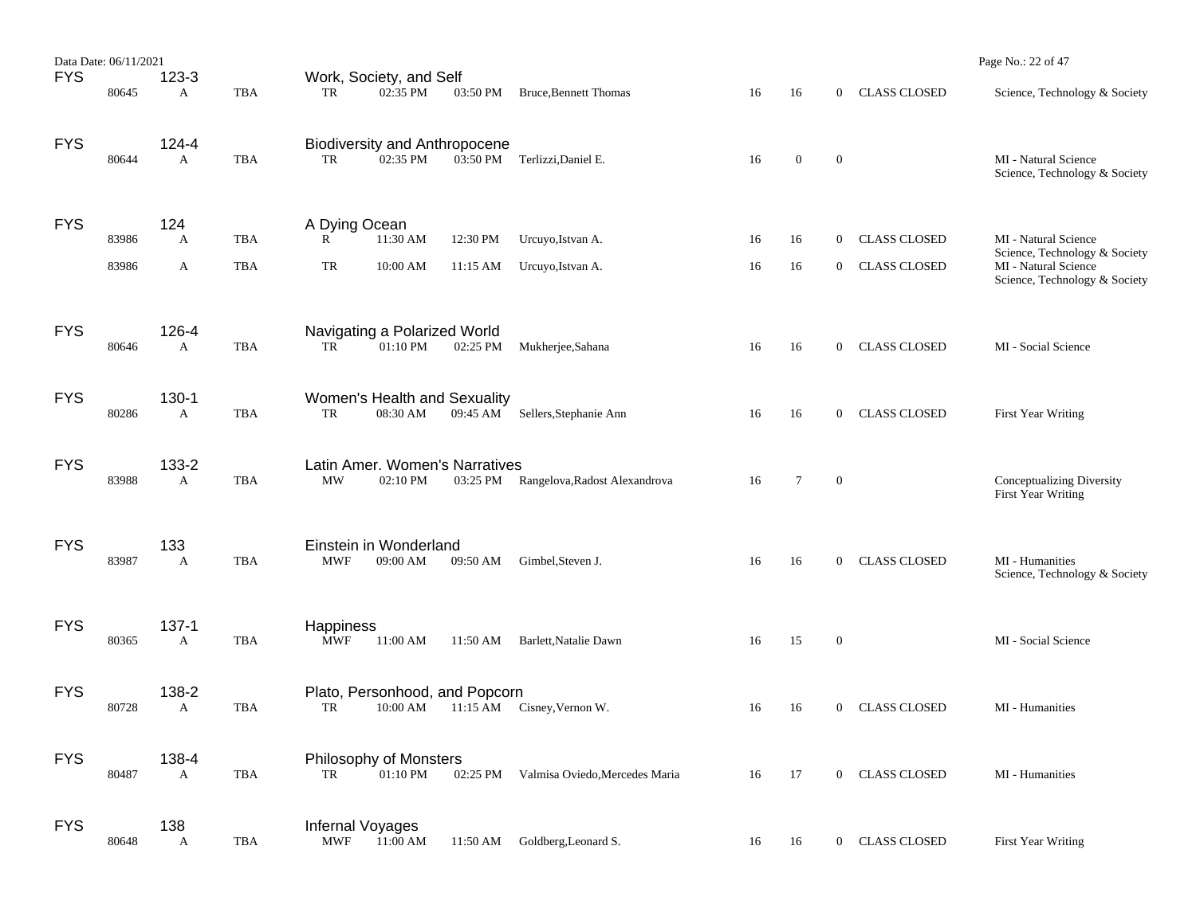| Subject | CRN | Course | Section | Location | Days | Start | End | Instructor | Cap | Enrolled | Waitlist | Status | Attributes |
|---|---|---|---|---|---|---|---|---|---|---|---|---|---|
| FYS | | 123-3 | | | Work, Society, and Self | | | | | | | | |
| | 80645 | | A | TBA | TR | 02:35 PM | 03:50 PM | Bruce,Bennett Thomas | 16 | 16 | 0 | CLASS CLOSED | Science, Technology & Society |
| FYS | | 124-4 | | | Biodiversity and Anthropocene | | | | | | | | |
| | 80644 | | A | TBA | TR | 02:35 PM | 03:50 PM | Terlizzi,Daniel E. | 16 | 0 | 0 | | MI - Natural Science<br>Science, Technology & Society |
| FYS | | 124 | | | A Dying Ocean | | | | | | | | |
| | 83986 | | A | TBA | R | 11:30 AM | 12:30 PM | Urcuyo,Istvan A. | 16 | 16 | 0 | CLASS CLOSED | MI - Natural Science<br>Science, Technology & Society |
| | 83986 | | A | TBA | TR | 10:00 AM | 11:15 AM | Urcuyo,Istvan A. | 16 | 16 | 0 | CLASS CLOSED | MI - Natural Science<br>Science, Technology & Society |
| FYS | | 126-4 | | | Navigating a Polarized World | | | | | | | | |
| | 80646 | | A | TBA | TR | 01:10 PM | 02:25 PM | Mukherjee,Sahana | 16 | 16 | 0 | CLASS CLOSED | MI - Social Science |
| FYS | | 130-1 | | | Women's Health and Sexuality | | | | | | | | |
| | 80286 | | A | TBA | TR | 08:30 AM | 09:45 AM | Sellers,Stephanie Ann | 16 | 16 | 0 | CLASS CLOSED | First Year Writing |
| FYS | | 133-2 | | | Latin Amer. Women's Narratives | | | | | | | | |
| | 83988 | | A | TBA | MW | 02:10 PM | 03:25 PM | Rangelova,Radost Alexandrova | 16 | 7 | 0 | | Conceptualizing Diversity<br>First Year Writing |
| FYS | | 133 | | | Einstein in Wonderland | | | | | | | | |
| | 83987 | | A | TBA | MWF | 09:00 AM | 09:50 AM | Gimbel,Steven J. | 16 | 16 | 0 | CLASS CLOSED | MI - Humanities<br>Science, Technology & Society |
| FYS | | 137-1 | | | Happiness | | | | | | | | |
| | 80365 | | A | TBA | MWF | 11:00 AM | 11:50 AM | Barlett,Natalie Dawn | 16 | 15 | 0 | | MI - Social Science |
| FYS | | 138-2 | | | Plato, Personhood, and Popcorn | | | | | | | | |
| | 80728 | | A | TBA | TR | 10:00 AM | 11:15 AM | Cisney,Vernon W. | 16 | 16 | 0 | CLASS CLOSED | MI - Humanities |
| FYS | | 138-4 | | | Philosophy of Monsters | | | | | | | | |
| | 80487 | | A | TBA | TR | 01:10 PM | 02:25 PM | Valmisa Oviedo,Mercedes Maria | 16 | 17 | 0 | CLASS CLOSED | MI - Humanities |
| FYS | | 138 | | | Infernal Voyages | | | | | | | | |
| | 80648 | | A | TBA | MWF | 11:00 AM | 11:50 AM | Goldberg,Leonard S. | 16 | 16 | 0 | CLASS CLOSED | First Year Writing |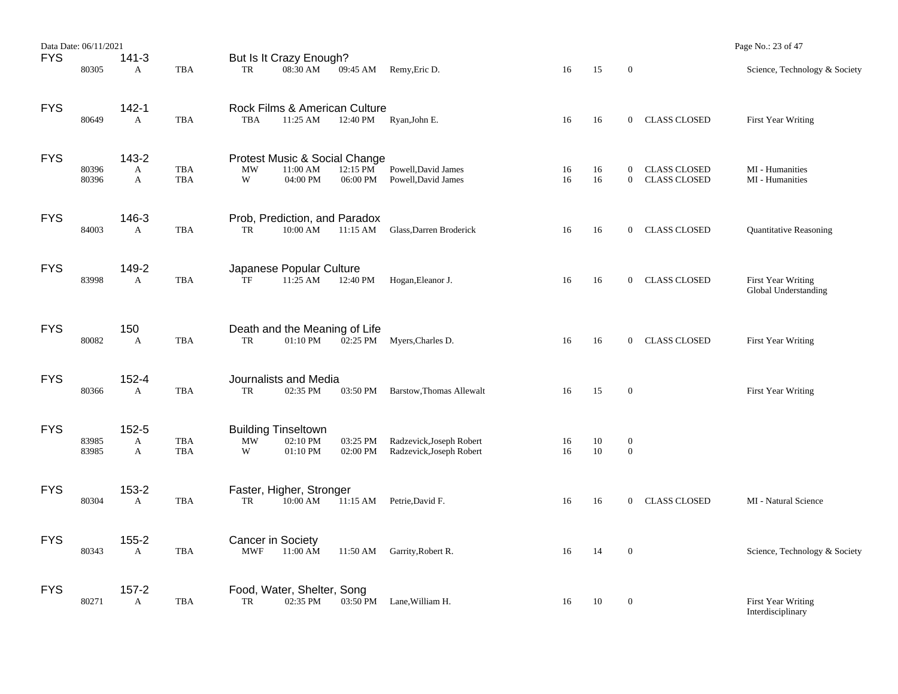| Subject | Class Nbr | Course | Section | Room | Days | Start | End | Instructor | Cap | Enrolled | Waitlist | Status | Attributes |
|---|---|---|---|---|---|---|---|---|---|---|---|---|---|
| FYS | | 141-3 | | | But Is It Crazy Enough? | | | | | | | | |
| | 80305 | | A | TBA | TR | 08:30 AM | 09:45 AM | Remy,Eric D. | 16 | 15 | 0 | | Science, Technology & Society |
| FYS | | 142-1 | | | Rock Films & American Culture | | | | | | | | |
| | 80649 | | A | TBA | TBA | 11:25 AM | 12:40 PM | Ryan,John E. | 16 | 16 | 0 | CLASS CLOSED | First Year Writing |
| FYS | | 143-2 | | | Protest Music & Social Change | | | | | | | | |
| | 80396 | | A | TBA | MW | 11:00 AM | 12:15 PM | Powell,David James | 16 | 16 | 0 | CLASS CLOSED | MI - Humanities |
| | 80396 | | A | TBA | W | 04:00 PM | 06:00 PM | Powell,David James | 16 | 16 | 0 | CLASS CLOSED | MI - Humanities |
| FYS | | 146-3 | | | Prob, Prediction, and Paradox | | | | | | | | |
| | 84003 | | A | TBA | TR | 10:00 AM | 11:15 AM | Glass,Darren Broderick | 16 | 16 | 0 | CLASS CLOSED | Quantitative Reasoning |
| FYS | | 149-2 | | | Japanese Popular Culture | | | | | | | | |
| | 83998 | | A | TBA | TF | 11:25 AM | 12:40 PM | Hogan,Eleanor J. | 16 | 16 | 0 | CLASS CLOSED | First Year Writing<br>Global Understanding |
| FYS | | 150 | | | Death and the Meaning of Life | | | | | | | | |
| | 80082 | | A | TBA | TR | 01:10 PM | 02:25 PM | Myers,Charles D. | 16 | 16 | 0 | CLASS CLOSED | First Year Writing |
| FYS | | 152-4 | | | Journalists and Media | | | | | | | | |
| | 80366 | | A | TBA | TR | 02:35 PM | 03:50 PM | Barstow,Thomas Allewalt | 16 | 15 | 0 | | First Year Writing |
| FYS | | 152-5 | | | Building Tinseltown | | | | | | | | |
| | 83985 | | A | TBA | MW | 02:10 PM | 03:25 PM | Radzevick,Joseph Robert | 16 | 10 | 0 | | |
| | 83985 | | A | TBA | W | 01:10 PM | 02:00 PM | Radzevick,Joseph Robert | 16 | 10 | 0 | | |
| FYS | | 153-2 | | | Faster, Higher, Stronger | | | | | | | | |
| | 80304 | | A | TBA | TR | 10:00 AM | 11:15 AM | Petrie,David F. | 16 | 16 | 0 | CLASS CLOSED | MI - Natural Science |
| FYS | | 155-2 | | | Cancer in Society | | | | | | | | |
| | 80343 | | A | TBA | MWF | 11:00 AM | 11:50 AM | Garrity,Robert R. | 16 | 14 | 0 | | Science, Technology & Society |
| FYS | | 157-2 | | | Food, Water, Shelter, Song | | | | | | | | |
| | 80271 | | A | TBA | TR | 02:35 PM | 03:50 PM | Lane,William H. | 16 | 10 | 0 | | First Year Writing<br>Interdisciplinary |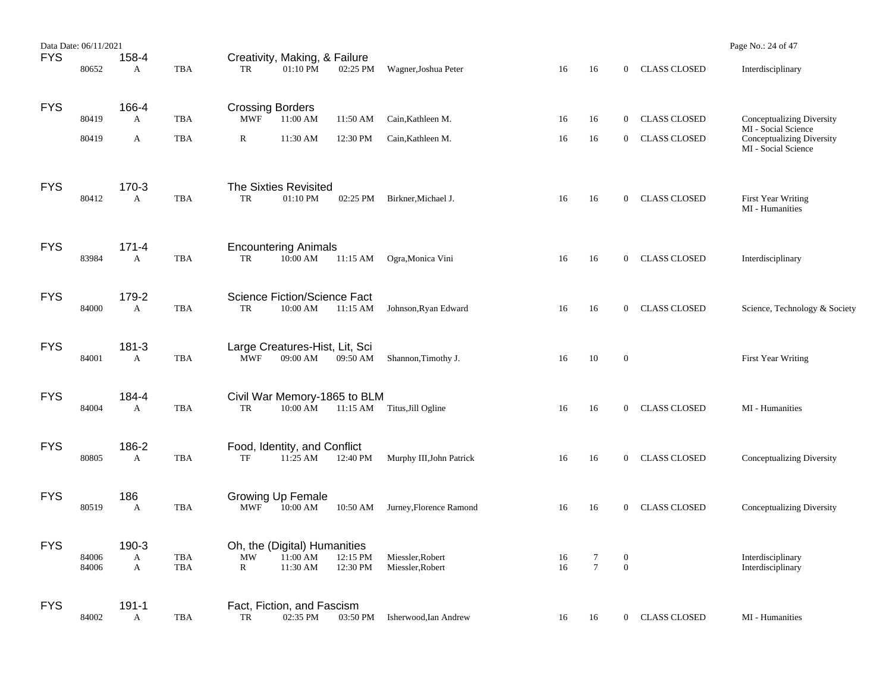| Subject | CRN | Course-Sec | Section | Location | Days | Start | End | Instructor | Cap | Enrolled | Avail | Status | Attributes |
|---|---|---|---|---|---|---|---|---|---|---|---|---|---|
| FYS | | 158-4 | | | Creativity, Making, & Failure | | | | | | | | |
| | 80652 | | A | TBA | TR | 01:10 PM | 02:25 PM | Wagner,Joshua Peter | 16 | 16 | 0 | CLASS CLOSED | Interdisciplinary |
| FYS | | 166-4 | | | Crossing Borders | | | | | | | | |
| | 80419 | | A | TBA | MWF | 11:00 AM | 11:50 AM | Cain,Kathleen M. | 16 | 16 | 0 | CLASS CLOSED | Conceptualizing Diversity<br>MI - Social Science |
| | 80419 | | A | TBA | R | 11:30 AM | 12:30 PM | Cain,Kathleen M. | 16 | 16 | 0 | CLASS CLOSED | Conceptualizing Diversity<br>MI - Social Science |
| FYS | | 170-3 | | | The Sixties Revisited | | | | | | | | |
| | 80412 | | A | TBA | TR | 01:10 PM | 02:25 PM | Birkner,Michael J. | 16 | 16 | 0 | CLASS CLOSED | First Year Writing<br>MI - Humanities |
| FYS | | 171-4 | | | Encountering Animals | | | | | | | | |
| | 83984 | | A | TBA | TR | 10:00 AM | 11:15 AM | Ogra,Monica Vini | 16 | 16 | 0 | CLASS CLOSED | Interdisciplinary |
| FYS | | 179-2 | | | Science Fiction/Science Fact | | | | | | | | |
| | 84000 | | A | TBA | TR | 10:00 AM | 11:15 AM | Johnson,Ryan Edward | 16 | 16 | 0 | CLASS CLOSED | Science, Technology & Society |
| FYS | | 181-3 | | | Large Creatures-Hist, Lit, Sci | | | | | | | | |
| | 84001 | | A | TBA | MWF | 09:00 AM | 09:50 AM | Shannon,Timothy J. | 16 | 10 | 0 | | First Year Writing |
| FYS | | 184-4 | | | Civil War Memory-1865 to BLM | | | | | | | | |
| | 84004 | | A | TBA | TR | 10:00 AM | 11:15 AM | Titus,Jill Ogline | 16 | 16 | 0 | CLASS CLOSED | MI - Humanities |
| FYS | | 186-2 | | | Food, Identity, and Conflict | | | | | | | | |
| | 80805 | | A | TBA | TF | 11:25 AM | 12:40 PM | Murphy III,John Patrick | 16 | 16 | 0 | CLASS CLOSED | Conceptualizing Diversity |
| FYS | | 186 | | | Growing Up Female | | | | | | | | |
| | 80519 | | A | TBA | MWF | 10:00 AM | 10:50 AM | Jurney,Florence Ramond | 16 | 16 | 0 | CLASS CLOSED | Conceptualizing Diversity |
| FYS | | 190-3 | | | Oh, the (Digital) Humanities | | | | | | | | |
| | 84006 | | A | TBA | MW | 11:00 AM | 12:15 PM | Miessler,Robert | 16 | 7 | 0 | | Interdisciplinary |
| | 84006 | | A | TBA | R | 11:30 AM | 12:30 PM | Miessler,Robert | 16 | 7 | 0 | | Interdisciplinary |
| FYS | | 191-1 | | | Fact, Fiction, and Fascism | | | | | | | | |
| | 84002 | | A | TBA | TR | 02:35 PM | 03:50 PM | Isherwood,Ian Andrew | 16 | 16 | 0 | CLASS CLOSED | MI - Humanities |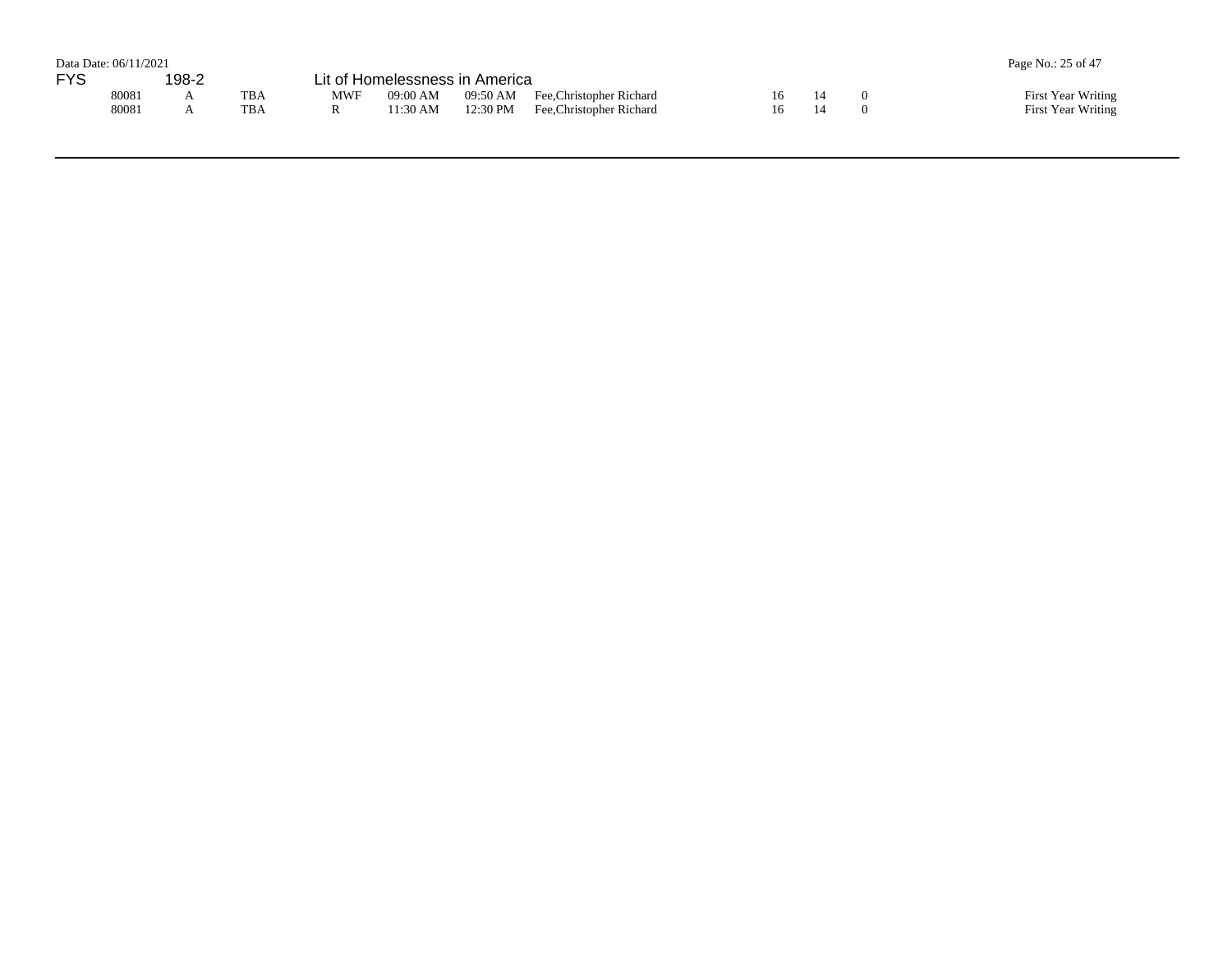FYS 198-2 Lit of Homelessness in America

| | | | | | | | | | | |
|---|---|---|---|---|---|---|---|---|---|---|
| 80081 | A | TBA | MWF | 09:00 AM | 09:50 AM | Fee,Christopher Richard | 16 | 14 | 0 | First Year Writing |
| 80081 | A | TBA | R | 11:30 AM | 12:30 PM | Fee,Christopher Richard | 16 | 14 | 0 | First Year Writing |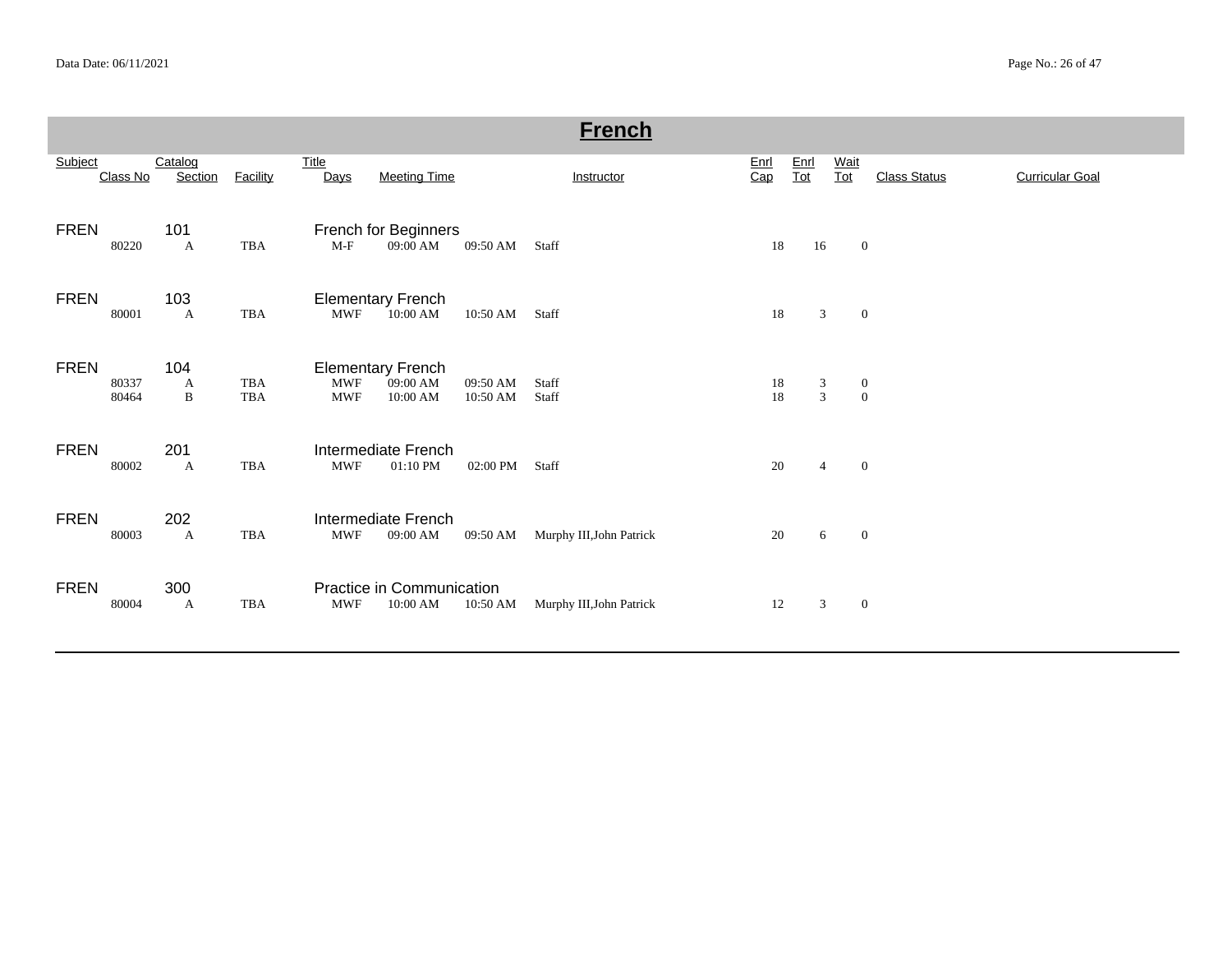# French

| Subject | Class No | Catalog Section | Facility | Title Days | Meeting Time | | Instructor | Enrl Cap | Enrl Tot | Wait Tot | Class Status | Curricular Goal |
|---|---|---|---|---|---|---|---|---|---|---|---|---|
| FREN | | 101 | | French for Beginners | | | | | | | | |
| | 80220 | A | TBA | M-F | 09:00 AM | 09:50 AM | Staff | 18 | 16 | 0 | | |
| FREN | | 103 | | Elementary French | | | | | | | | |
| | 80001 | A | TBA | MWF | 10:00 AM | 10:50 AM | Staff | 18 | 3 | 0 | | |
| FREN | | 104 | | Elementary French | | | | | | | | |
| | 80337 | A | TBA | MWF | 09:00 AM | 09:50 AM | Staff | 18 | 3 | 0 | | |
| | 80464 | B | TBA | MWF | 10:00 AM | 10:50 AM | Staff | 18 | 3 | 0 | | |
| FREN | | 201 | | Intermediate French | | | | | | | | |
| | 80002 | A | TBA | MWF | 01:10 PM | 02:00 PM | Staff | 20 | 4 | 0 | | |
| FREN | | 202 | | Intermediate French | | | | | | | | |
| | 80003 | A | TBA | MWF | 09:00 AM | 09:50 AM | Murphy III,John Patrick | 20 | 6 | 0 | | |
| FREN | | 300 | | Practice in Communication | | | | | | | | |
| | 80004 | A | TBA | MWF | 10:00 AM | 10:50 AM | Murphy III,John Patrick | 12 | 3 | 0 | | |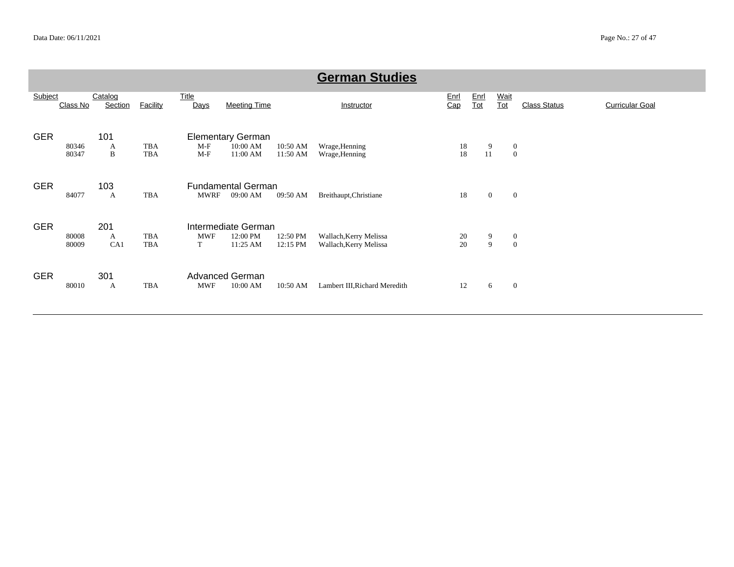# German Studies

| Subject | Class No | Catalog Section | Facility | Title Days | Meeting Time | | Instructor | Enrl Cap | Enrl Tot | Wait Tot | Class Status | Curricular Goal |
|---|---|---|---|---|---|---|---|---|---|---|---|---|
| GER | | 101 | | Elementary German | | | | | | | | |
| | 80346 | A | TBA | M-F | 10:00 AM | 10:50 AM | Wrage,Henning | 18 | 9 | 0 | | |
| | 80347 | B | TBA | M-F | 11:00 AM | 11:50 AM | Wrage,Henning | 18 | 11 | 0 | | |
| GER | | 103 | | Fundamental German | | | | | | | | |
| | 84077 | A | TBA | MWRF | 09:00 AM | 09:50 AM | Breithaupt,Christiane | 18 | 0 | 0 | | |
| GER | | 201 | | Intermediate German | | | | | | | | |
| | 80008 | A | TBA | MWF | 12:00 PM | 12:50 PM | Wallach,Kerry Melissa | 20 | 9 | 0 | | |
| | 80009 | CA1 | TBA | T | 11:25 AM | 12:15 PM | Wallach,Kerry Melissa | 20 | 9 | 0 | | |
| GER | | 301 | | Advanced German | | | | | | | | |
| | 80010 | A | TBA | MWF | 10:00 AM | 10:50 AM | Lambert III,Richard Meredith | 12 | 6 | 0 | | |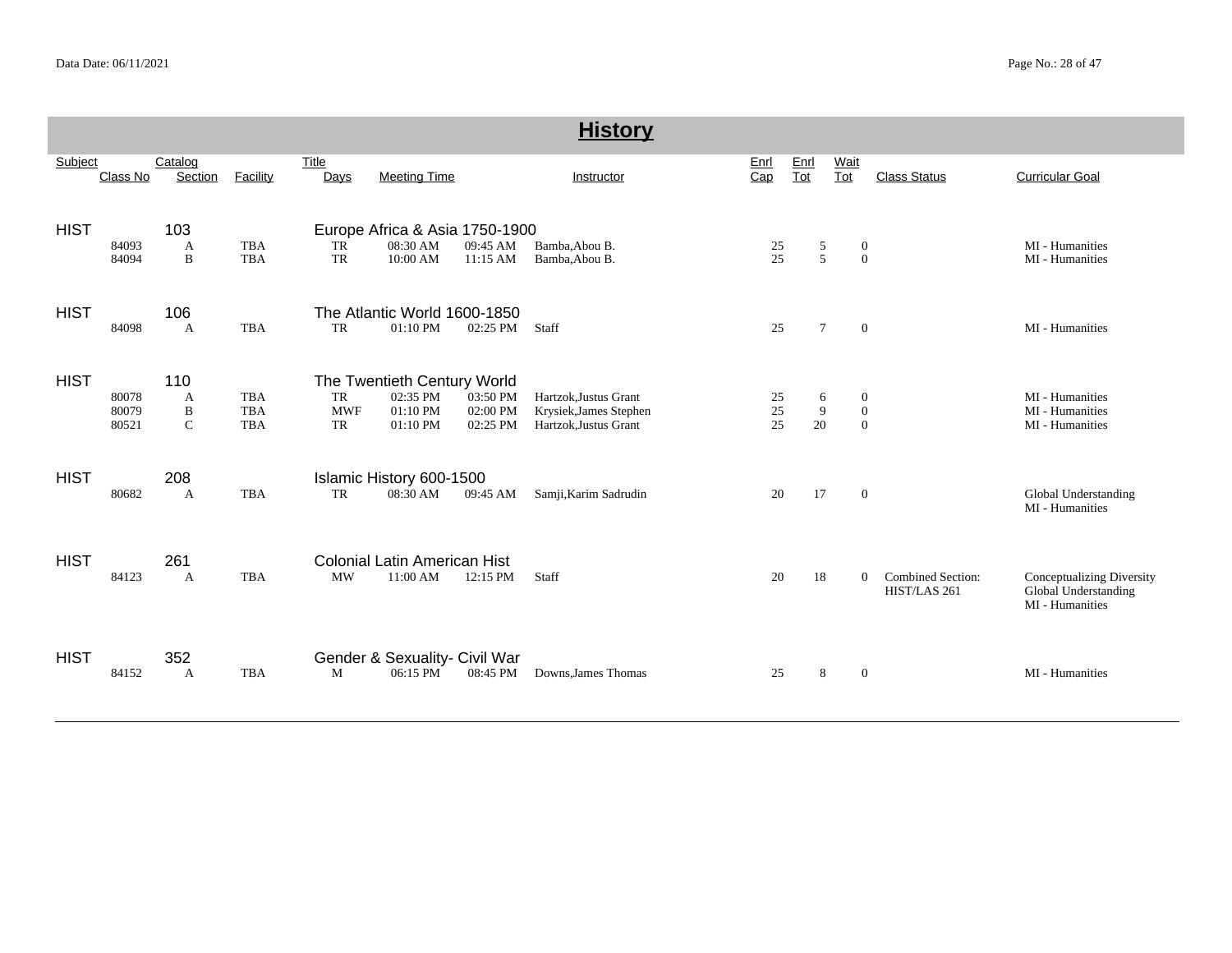# History

| Subject | Class No | Catalog Section | Facility | Title Days | Meeting Time | | Instructor | Enrl Cap | Enrl Tot | Wait Tot | Class Status | Curricular Goal |
|---|---|---|---|---|---|---|---|---|---|---|---|---|
| HIST | | 103 | | Europe Africa & Asia 1750-1900 | | | | | | | | |
| | 84093 | A | TBA | TR | 08:30 AM | 09:45 AM | Bamba,Abou B. | 25 | 5 | 0 | | MI - Humanities |
| | 84094 | B | TBA | TR | 10:00 AM | 11:15 AM | Bamba,Abou B. | 25 | 5 | 0 | | MI - Humanities |
| HIST | | 106 | | The Atlantic World 1600-1850 | | | | | | | | |
| | 84098 | A | TBA | TR | 01:10 PM | 02:25 PM | Staff | 25 | 7 | 0 | | MI - Humanities |
| HIST | | 110 | | The Twentieth Century World | | | | | | | | |
| | 80078 | A | TBA | TR | 02:35 PM | 03:50 PM | Hartzok,Justus Grant | 25 | 6 | 0 | | MI - Humanities |
| | 80079 | B | TBA | MWF | 01:10 PM | 02:00 PM | Krysiek,James Stephen | 25 | 9 | 0 | | MI - Humanities |
| | 80521 | C | TBA | TR | 01:10 PM | 02:25 PM | Hartzok,Justus Grant | 25 | 20 | 0 | | MI - Humanities |
| HIST | | 208 | | Islamic History 600-1500 | | | | | | | | |
| | 80682 | A | TBA | TR | 08:30 AM | 09:45 AM | Samji,Karim Sadrudin | 20 | 17 | 0 | | Global Understanding<br>MI - Humanities |
| HIST | | 261 | | Colonial Latin American Hist | | | | | | | | |
| | 84123 | A | TBA | MW | 11:00 AM | 12:15 PM | Staff | 20 | 18 | 0 | Combined Section: HIST/LAS 261 | Conceptualizing Diversity<br>Global Understanding<br>MI - Humanities |
| HIST | | 352 | | Gender & Sexuality- Civil War | | | | | | | | |
| | 84152 | A | TBA | M | 06:15 PM | 08:45 PM | Downs,James Thomas | 25 | 8 | 0 | | MI - Humanities |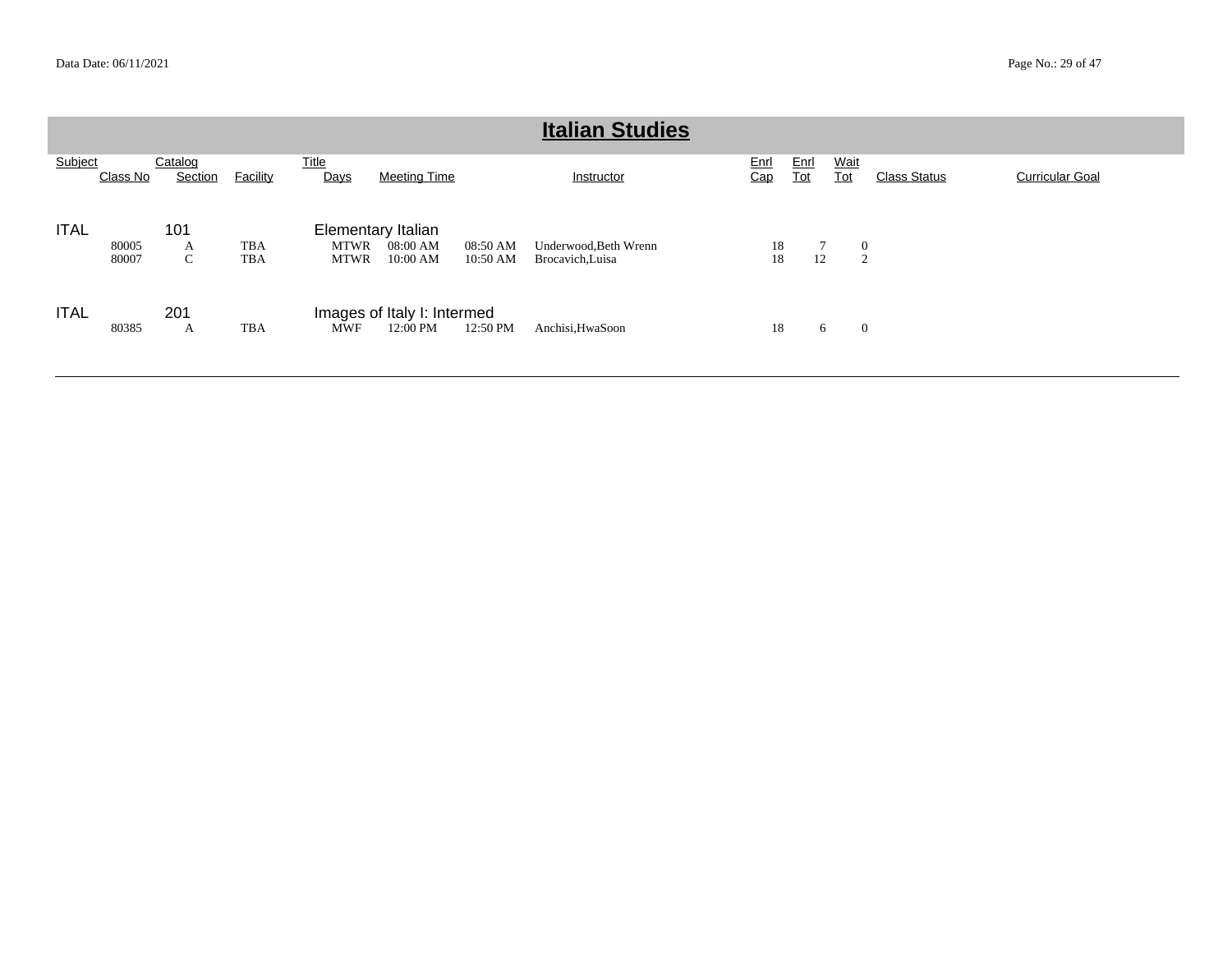## Italian Studies

| Subject | Class No | Catalog Section | Facility | Title Days | Meeting Time | | Instructor | Enrl Cap | Enrl Tot | Wait Tot | Class Status | Curricular Goal |
|---|---|---|---|---|---|---|---|---|---|---|---|---|
| ITAL | | 101 | | Elementary Italian | | | | | | | | |
| | 80005 | A | TBA | MTWR | 08:00 AM | 08:50 AM | Underwood,Beth Wrenn | 18 | 7 | 0 | | |
| | 80007 | C | TBA | MTWR | 10:00 AM | 10:50 AM | Brocavich,Luisa | 18 | 12 | 2 | | |
| ITAL | | 201 | | Images of Italy I: Intermed | | | | | | | | |
| | 80385 | A | TBA | MWF | 12:00 PM | 12:50 PM | Anchisi,HwaSoon | 18 | 6 | 0 | | |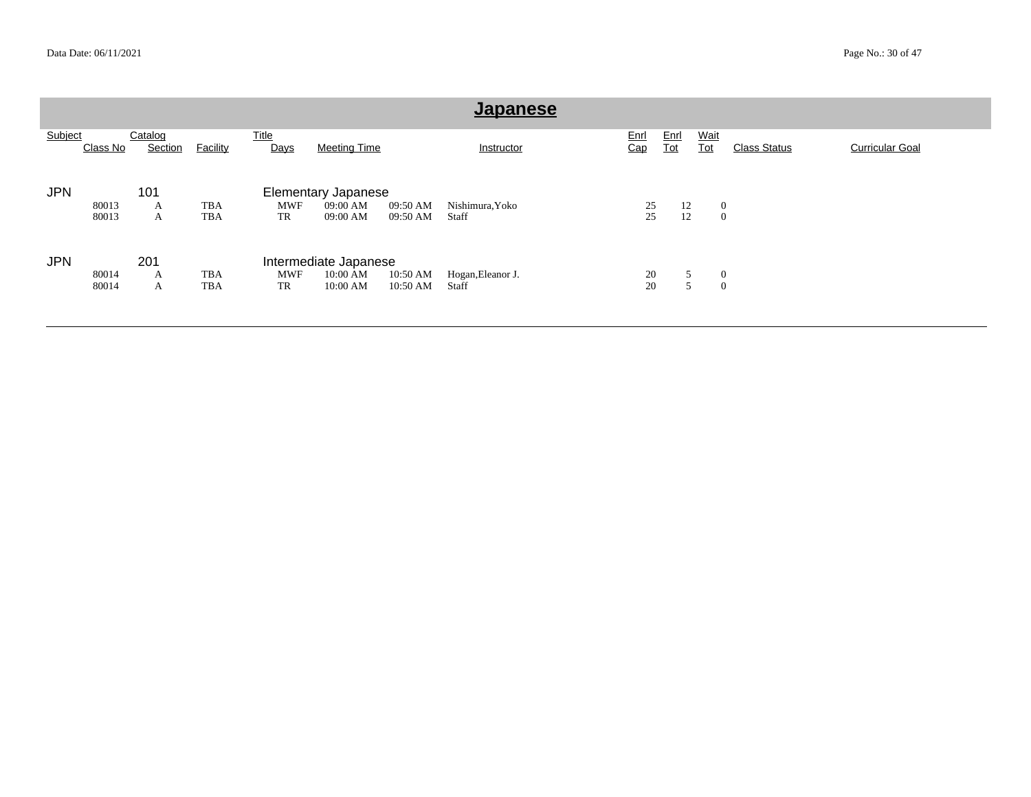# Japanese

| Subject | Class No | Catalog Section | Facility | Title Days | Meeting Time | | Instructor | Enrl Cap | Enrl Tot | Wait Tot | Class Status | Curricular Goal |
|---|---|---|---|---|---|---|---|---|---|---|---|---|
| JPN | | 101 | | Elementary Japanese | | | | | | | | |
| | 80013 | A | TBA | MWF | 09:00 AM | 09:50 AM | Nishimura,Yoko | 25 | 12 | 0 | | |
| | 80013 | A | TBA | TR | 09:00 AM | 09:50 AM | Staff | 25 | 12 | 0 | | |
| JPN | | 201 | | Intermediate Japanese | | | | | | | | |
| | 80014 | A | TBA | MWF | 10:00 AM | 10:50 AM | Hogan,Eleanor J. | 20 | 5 | 0 | | |
| | 80014 | A | TBA | TR | 10:00 AM | 10:50 AM | Staff | 20 | 5 | 0 | | |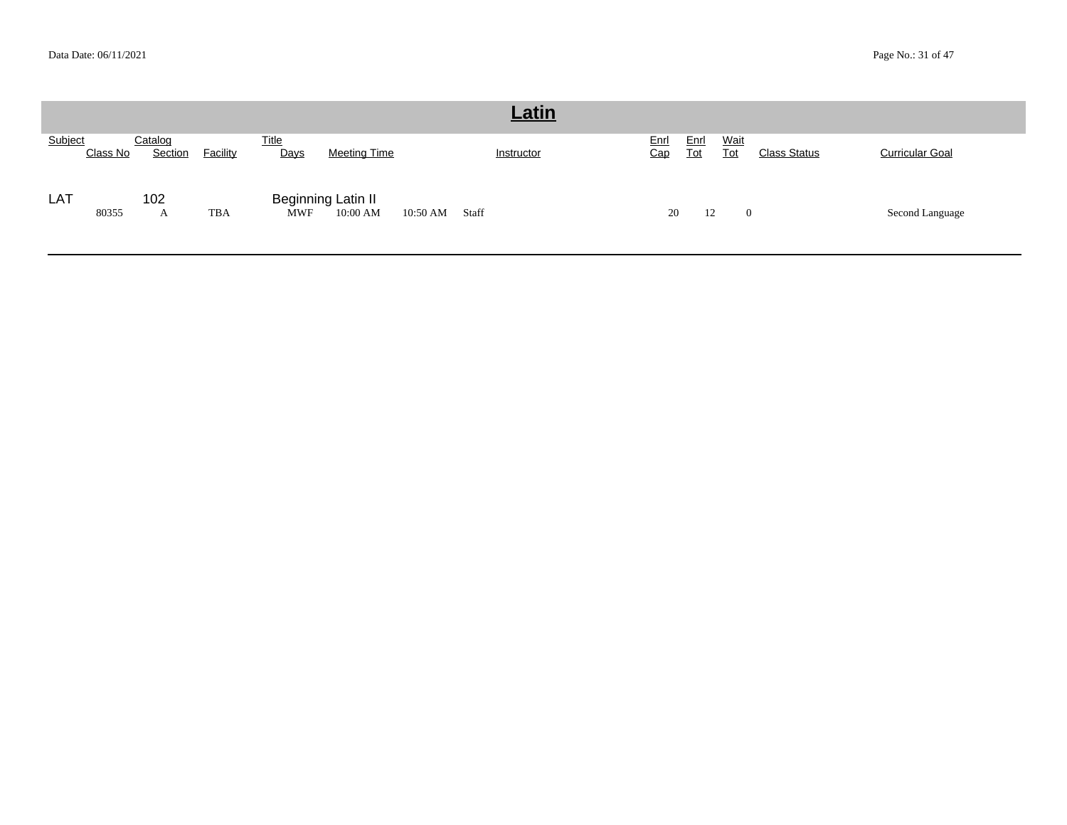## Latin

| Subject | Class No | Catalog | Section | Facility | Title | Days | Meeting Time | | Instructor | Enrl Cap | Enrl Tot | Wait Tot | Class Status | Curricular Goal |
|---|---|---|---|---|---|---|---|---|---|---|---|---|---|---|
| LAT | | 102 | | | Beginning Latin II | | | | | | | | | |
| | 80355 | | A | TBA | | MWF | 10:00 AM | 10:50 AM | Staff | 20 | 12 | 0 | | Second Language |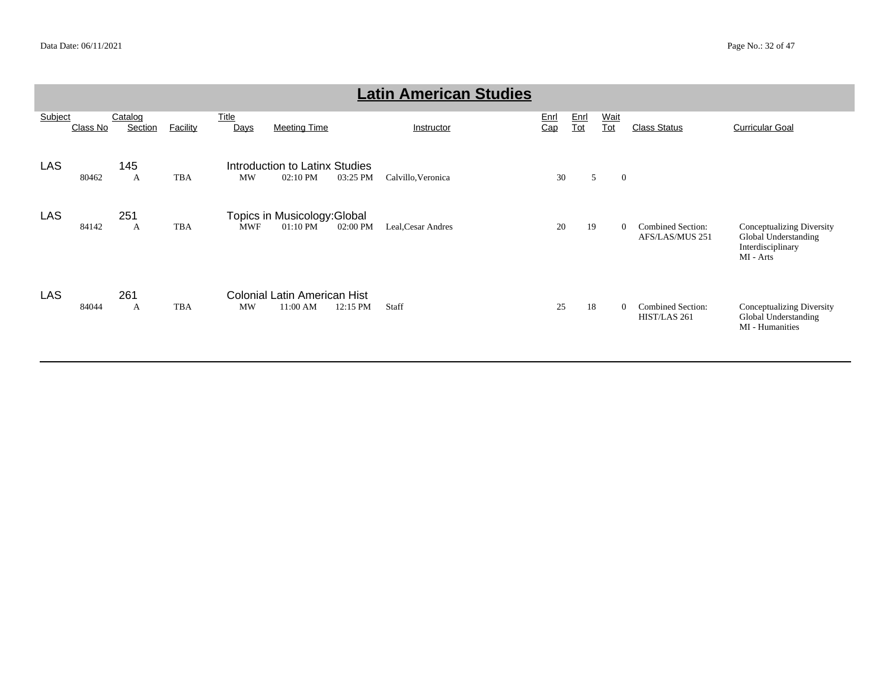# Latin American Studies

| Subject | Class No | Catalog Section | Facility | Title Days | Meeting Time | | Instructor | Enrl Cap | Enrl Tot | Wait Tot | Class Status | Curricular Goal |
|---|---|---|---|---|---|---|---|---|---|---|---|---|
| LAS | | 145 | | Introduction to Latinx Studies | | | | | | | | |
| | 80462 | A | TBA | MW | 02:10 PM | 03:25 PM | Calvillo,Veronica | 30 | 5 | 0 | | |
| LAS | | 251 | | Topics in Musicology:Global | | | | | | | | |
| | 84142 | A | TBA | MWF | 01:10 PM | 02:00 PM | Leal,Cesar Andres | 20 | 19 | 0 | Combined Section: AFS/LAS/MUS 251 | Conceptualizing Diversity<br>Global Understanding<br>Interdisciplinary<br>MI - Arts |
| LAS | | 261 | | Colonial Latin American Hist | | | | | | | | |
| | 84044 | A | TBA | MW | 11:00 AM | 12:15 PM | Staff | 25 | 18 | 0 | Combined Section: HIST/LAS 261 | Conceptualizing Diversity<br>Global Understanding<br>MI - Humanities |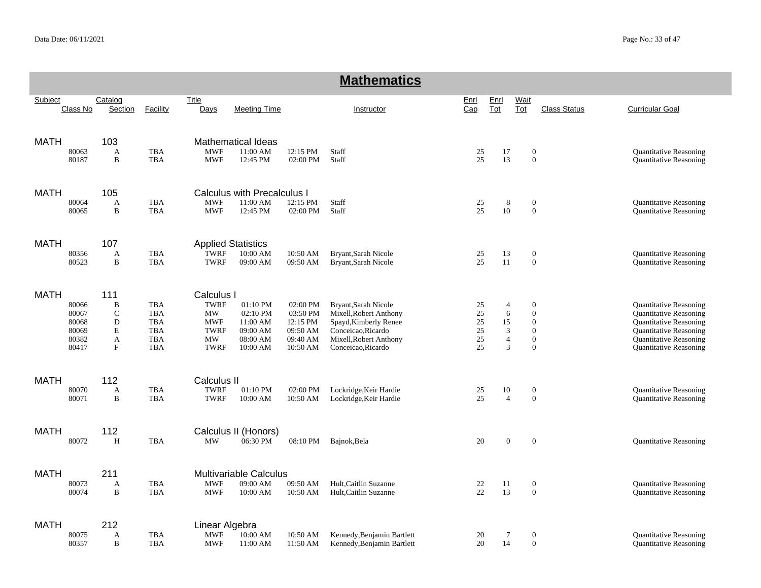# Mathematics

| Subject | Class No | Catalog Section | Facility | Title Days | Meeting Time | | Instructor | Enrl Cap | Enrl Tot | Wait Tot | Class Status | Curricular Goal |
|---|---|---|---|---|---|---|---|---|---|---|---|---|
| MATH | | 103 | | Mathematical Ideas | | | | | | | | |
| | 80063 | A | TBA | MWF | 11:00 AM | 12:15 PM | Staff | 25 | 17 | 0 | | Quantitative Reasoning |
| | 80187 | B | TBA | MWF | 12:45 PM | 02:00 PM | Staff | 25 | 13 | 0 | | Quantitative Reasoning |
| MATH | | 105 | | Calculus with Precalculus I | | | | | | | | |
| | 80064 | A | TBA | MWF | 11:00 AM | 12:15 PM | Staff | 25 | 8 | 0 | | Quantitative Reasoning |
| | 80065 | B | TBA | MWF | 12:45 PM | 02:00 PM | Staff | 25 | 10 | 0 | | Quantitative Reasoning |
| MATH | | 107 | | Applied Statistics | | | | | | | | |
| | 80356 | A | TBA | TWRF | 10:00 AM | 10:50 AM | Bryant,Sarah Nicole | 25 | 13 | 0 | | Quantitative Reasoning |
| | 80523 | B | TBA | TWRF | 09:00 AM | 09:50 AM | Bryant,Sarah Nicole | 25 | 11 | 0 | | Quantitative Reasoning |
| MATH | | 111 | | Calculus I | | | | | | | | |
| | 80066 | B | TBA | TWRF | 01:10 PM | 02:00 PM | Bryant,Sarah Nicole | 25 | 4 | 0 | | Quantitative Reasoning |
| | 80067 | C | TBA | MW | 02:10 PM | 03:50 PM | Mixell,Robert Anthony | 25 | 6 | 0 | | Quantitative Reasoning |
| | 80068 | D | TBA | MWF | 11:00 AM | 12:15 PM | Spayd,Kimberly Renee | 25 | 15 | 0 | | Quantitative Reasoning |
| | 80069 | E | TBA | TWRF | 09:00 AM | 09:50 AM | Conceicao,Ricardo | 25 | 3 | 0 | | Quantitative Reasoning |
| | 80382 | A | TBA | MW | 08:00 AM | 09:40 AM | Mixell,Robert Anthony | 25 | 4 | 0 | | Quantitative Reasoning |
| | 80417 | F | TBA | TWRF | 10:00 AM | 10:50 AM | Conceicao,Ricardo | 25 | 3 | 0 | | Quantitative Reasoning |
| MATH | | 112 | | Calculus II | | | | | | | | |
| | 80070 | A | TBA | TWRF | 01:10 PM | 02:00 PM | Lockridge,Keir Hardie | 25 | 10 | 0 | | Quantitative Reasoning |
| | 80071 | B | TBA | TWRF | 10:00 AM | 10:50 AM | Lockridge,Keir Hardie | 25 | 4 | 0 | | Quantitative Reasoning |
| MATH | | 112 | | Calculus II (Honors) | | | | | | | | |
| | 80072 | H | TBA | MW | 06:30 PM | 08:10 PM | Bajnok,Bela | 20 | 0 | 0 | | Quantitative Reasoning |
| MATH | | 211 | | Multivariable Calculus | | | | | | | | |
| | 80073 | A | TBA | MWF | 09:00 AM | 09:50 AM | Hult,Caitlin Suzanne | 22 | 11 | 0 | | Quantitative Reasoning |
| | 80074 | B | TBA | MWF | 10:00 AM | 10:50 AM | Hult,Caitlin Suzanne | 22 | 13 | 0 | | Quantitative Reasoning |
| MATH | | 212 | | Linear Algebra | | | | | | | | |
| | 80075 | A | TBA | MWF | 10:00 AM | 10:50 AM | Kennedy,Benjamin Bartlett | 20 | 7 | 0 | | Quantitative Reasoning |
| | 80357 | B | TBA | MWF | 11:00 AM | 11:50 AM | Kennedy,Benjamin Bartlett | 20 | 14 | 0 | | Quantitative Reasoning |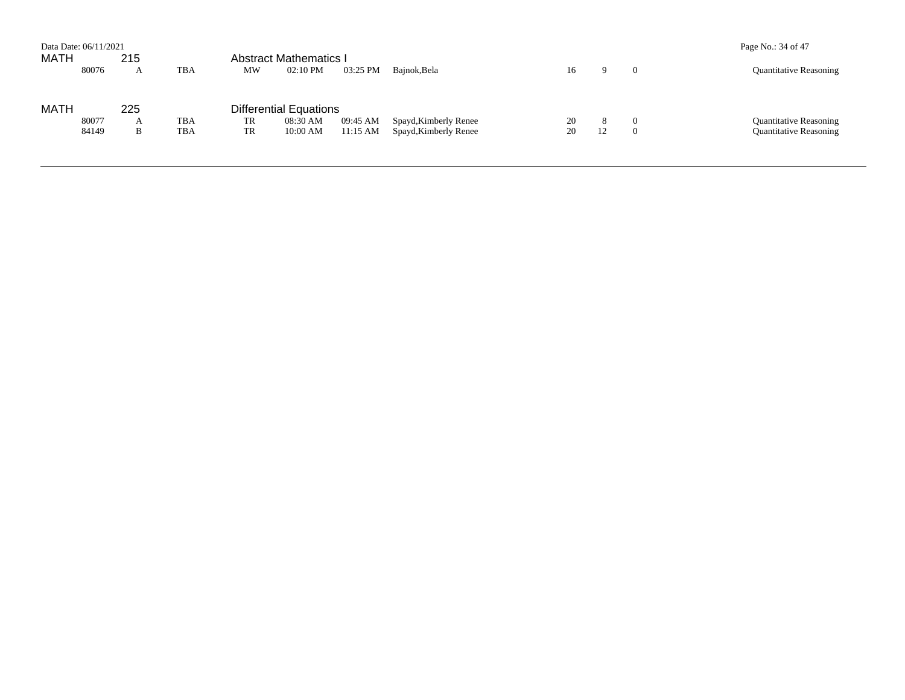## MATH 215 Abstract Mathematics I

| | | | | | | | | | | |
|---|---|---|---|---|---|---|---|---|---|---|
| 80076 | A | TBA | MW | 02:10 PM | 03:25 PM | Bajnok,Bela | 16 | 9 | 0 | Quantitative Reasoning |

## MATH 225 Differential Equations

| | | | | | | | | | | |
|---|---|---|---|---|---|---|---|---|---|---|
| 80077 | A | TBA | TR | 08:30 AM | 09:45 AM | Spayd,Kimberly Renee | 20 | 8 | 0 | Quantitative Reasoning |
| 84149 | B | TBA | TR | 10:00 AM | 11:15 AM | Spayd,Kimberly Renee | 20 | 12 | 0 | Quantitative Reasoning |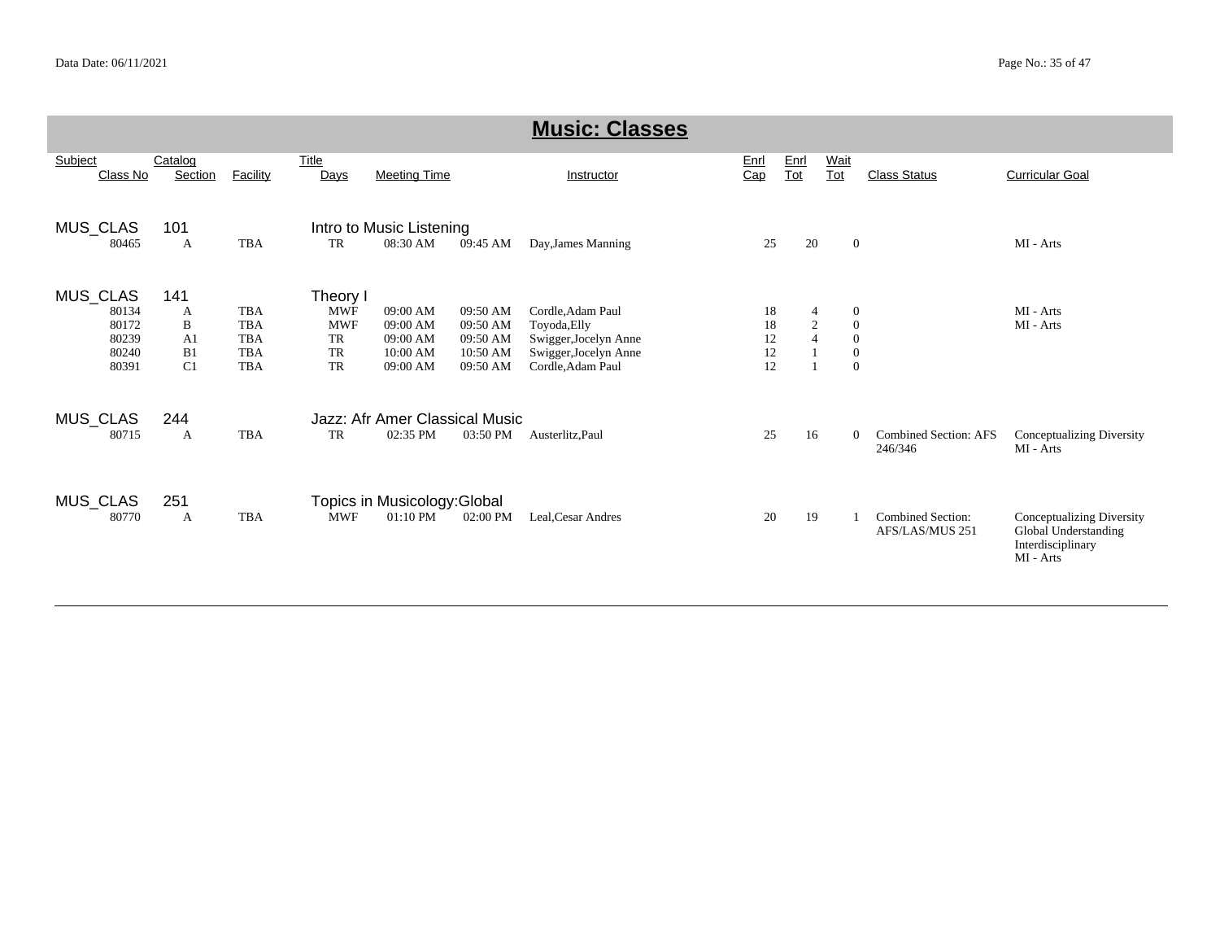# Music: Classes

| Subject / Class No | Catalog / Section | Facility | Title / Days | Meeting Time | | Instructor | Enrl Cap | Enrl Tot | Wait Tot | Class Status | Curricular Goal |
|---|---|---|---|---|---|---|---|---|---|---|---|
| MUS_CLAS | 101 | | Intro to Music Listening | | | | | | | | |
| 80465 | A | TBA | TR | 08:30 AM | 09:45 AM | Day,James Manning | 25 | 20 | 0 | | MI - Arts |
| MUS_CLAS | 141 | | Theory I | | | | | | | | |
| 80134 | A | TBA | MWF | 09:00 AM | 09:50 AM | Cordle,Adam Paul | 18 | 4 | 0 | | MI - Arts |
| 80172 | B | TBA | MWF | 09:00 AM | 09:50 AM | Toyoda,Elly | 18 | 2 | 0 | | MI - Arts |
| 80239 | A1 | TBA | TR | 09:00 AM | 09:50 AM | Swigger,Jocelyn Anne | 12 | 4 | 0 | | |
| 80240 | B1 | TBA | TR | 10:00 AM | 10:50 AM | Swigger,Jocelyn Anne | 12 | 1 | 0 | | |
| 80391 | C1 | TBA | TR | 09:00 AM | 09:50 AM | Cordle,Adam Paul | 12 | 1 | 0 | | |
| MUS_CLAS | 244 | | Jazz: Afr Amer Classical Music | | | | | | | | |
| 80715 | A | TBA | TR | 02:35 PM | 03:50 PM | Austerlitz,Paul | 25 | 16 | 0 | Combined Section: AFS 246/346 | Conceptualizing Diversity<br>MI - Arts |
| MUS_CLAS | 251 | | Topics in Musicology:Global | | | | | | | | |
| 80770 | A | TBA | MWF | 01:10 PM | 02:00 PM | Leal,Cesar Andres | 20 | 19 | 1 | Combined Section: AFS/LAS/MUS 251 | Conceptualizing Diversity<br>Global Understanding<br>Interdisciplinary<br>MI - Arts |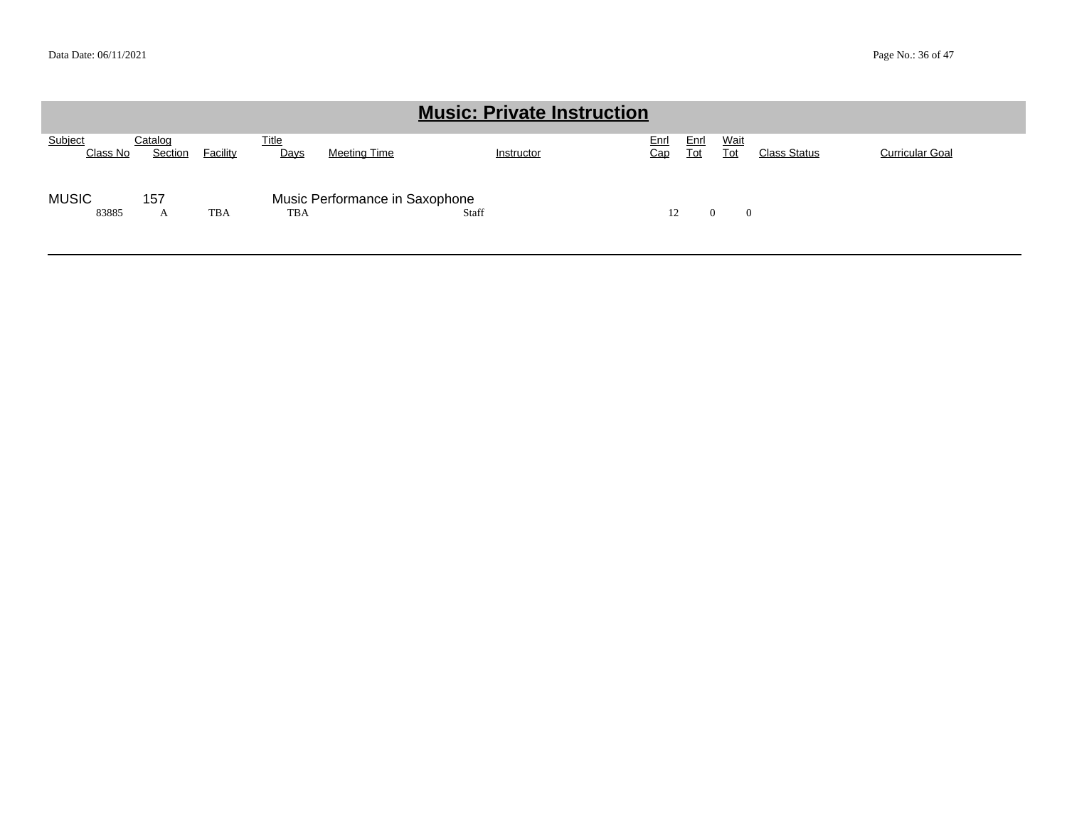# Music: Private Instruction

| Subject | Catalog | | Title | | | | | | | |
|---|---|---|---|---|---|---|---|---|---|---|
| Class No | Section | Facility | Days | Meeting Time | Instructor | Enrl Cap | Enrl Tot | Wait Tot | Class Status | Curricular Goal |
| MUSIC | 157 | | Music Performance in Saxophone | | | | | | | |
| 83885 | A | TBA | TBA | | Staff | 12 | 0 | 0 | | |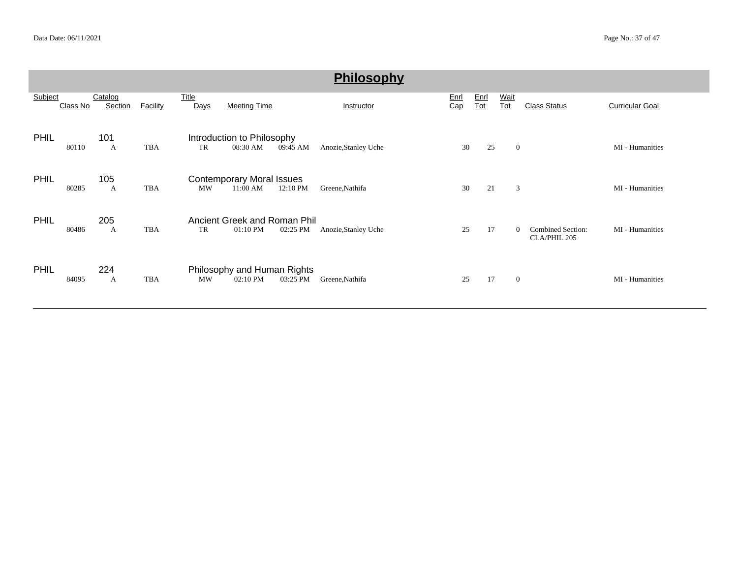# Philosophy

| Subject | Class No | Catalog Section | Facility | Title Days | Meeting Time | | Instructor | Enrl Cap | Enrl Tot | Wait Tot | Class Status | Curricular Goal |
|---|---|---|---|---|---|---|---|---|---|---|---|---|
| PHIL | | 101 | | Introduction to Philosophy | | | | | | | | |
| | 80110 | A | TBA | TR | 08:30 AM | 09:45 AM | Anozie,Stanley Uche | 30 | 25 | 0 | | MI - Humanities |
| PHIL | | 105 | | Contemporary Moral Issues | | | | | | | | |
| | 80285 | A | TBA | MW | 11:00 AM | 12:10 PM | Greene,Nathifa | 30 | 21 | 3 | | MI - Humanities |
| PHIL | | 205 | | Ancient Greek and Roman Phil | | | | | | | | |
| | 80486 | A | TBA | TR | 01:10 PM | 02:25 PM | Anozie,Stanley Uche | 25 | 17 | 0 | Combined Section: CLA/PHIL 205 | MI - Humanities |
| PHIL | | 224 | | Philosophy and Human Rights | | | | | | | | |
| | 84095 | A | TBA | MW | 02:10 PM | 03:25 PM | Greene,Nathifa | 25 | 17 | 0 | | MI - Humanities |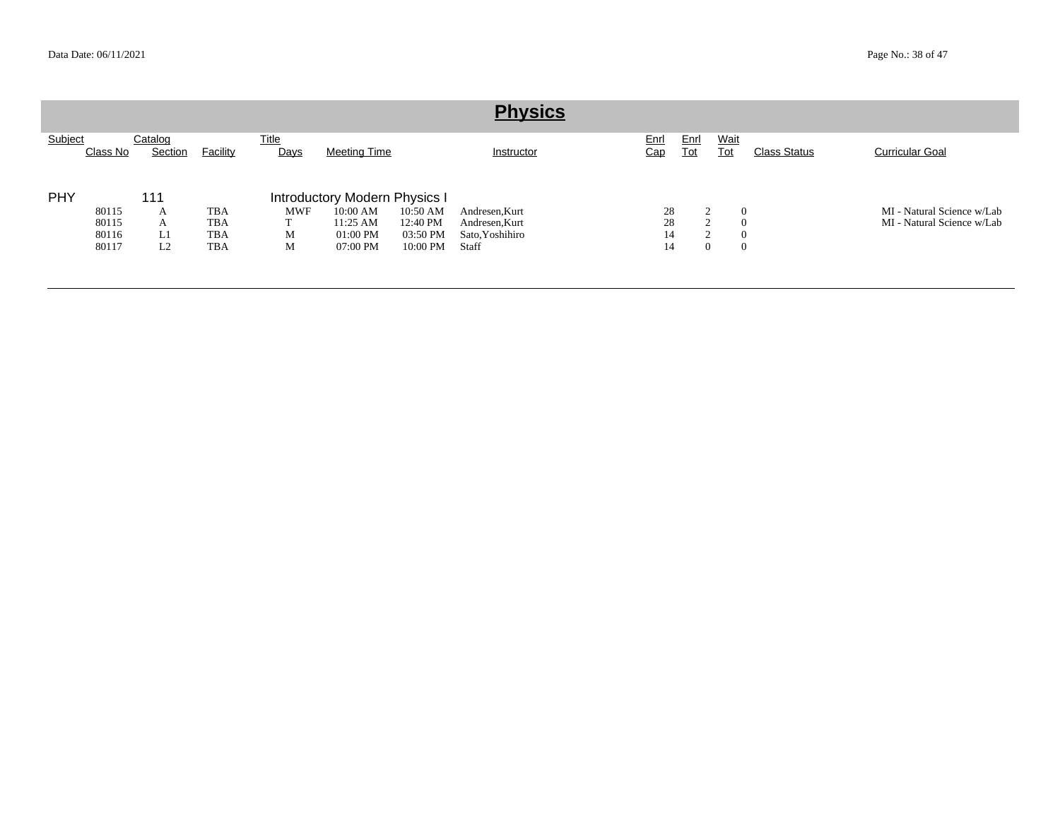# Physics

| Subject | Class No | Catalog Section | Facility | Title Days | Meeting Time | | Instructor | Enrl Cap | Enrl Tot | Wait Tot | Class Status | Curricular Goal |
|---|---|---|---|---|---|---|---|---|---|---|---|---|
| PHY | | 111 | | Introductory Modern Physics I | | | | | | | | |
| | 80115 | A | TBA | MWF | 10:00 AM | 10:50 AM | Andresen,Kurt | 28 | 2 | 0 | | MI - Natural Science w/Lab |
| | 80115 | A | TBA | T | 11:25 AM | 12:40 PM | Andresen,Kurt | 28 | 2 | 0 | | MI - Natural Science w/Lab |
| | 80116 | L1 | TBA | M | 01:00 PM | 03:50 PM | Sato,Yoshihiro | 14 | 2 | 0 | | |
| | 80117 | L2 | TBA | M | 07:00 PM | 10:00 PM | Staff | 14 | 0 | 0 | | |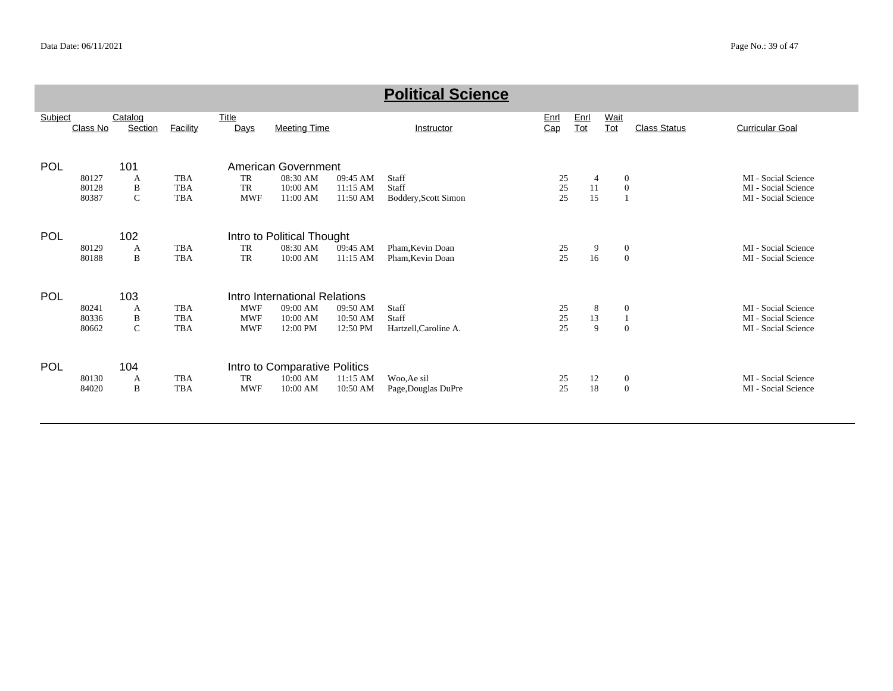# Political Science

| Subject | Class No | Catalog Section | Facility | Title Days | Meeting Time | | Instructor | Enrl Cap | Enrl Tot | Wait Tot | Class Status | Curricular Goal |
|---|---|---|---|---|---|---|---|---|---|---|---|---|
| POL | | 101 | | American Government | | | | | | | | |
| | 80127 | A | TBA | TR | 08:30 AM | 09:45 AM | Staff | 25 | 4 | 0 | | MI - Social Science |
| | 80128 | B | TBA | TR | 10:00 AM | 11:15 AM | Staff | 25 | 11 | 0 | | MI - Social Science |
| | 80387 | C | TBA | MWF | 11:00 AM | 11:50 AM | Boddery,Scott Simon | 25 | 15 | 1 | | MI - Social Science |
| POL | | 102 | | Intro to Political Thought | | | | | | | | |
| | 80129 | A | TBA | TR | 08:30 AM | 09:45 AM | Pham,Kevin Doan | 25 | 9 | 0 | | MI - Social Science |
| | 80188 | B | TBA | TR | 10:00 AM | 11:15 AM | Pham,Kevin Doan | 25 | 16 | 0 | | MI - Social Science |
| POL | | 103 | | Intro International Relations | | | | | | | | |
| | 80241 | A | TBA | MWF | 09:00 AM | 09:50 AM | Staff | 25 | 8 | 0 | | MI - Social Science |
| | 80336 | B | TBA | MWF | 10:00 AM | 10:50 AM | Staff | 25 | 13 | 1 | | MI - Social Science |
| | 80662 | C | TBA | MWF | 12:00 PM | 12:50 PM | Hartzell,Caroline A. | 25 | 9 | 0 | | MI - Social Science |
| POL | | 104 | | Intro to Comparative Politics | | | | | | | | |
| | 80130 | A | TBA | TR | 10:00 AM | 11:15 AM | Woo,Ae sil | 25 | 12 | 0 | | MI - Social Science |
| | 84020 | B | TBA | MWF | 10:00 AM | 10:50 AM | Page,Douglas DuPre | 25 | 18 | 0 | | MI - Social Science |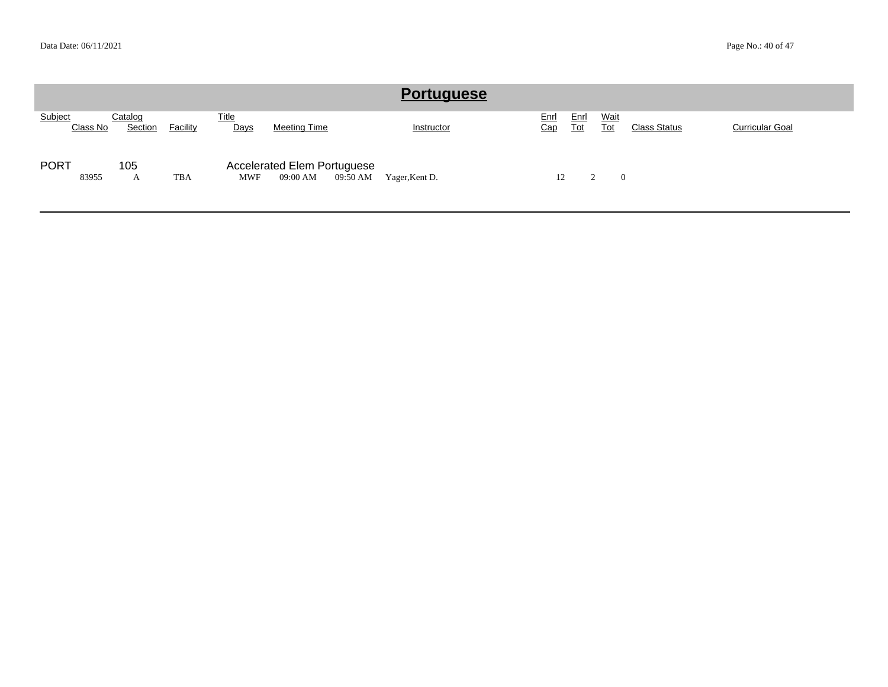# Portuguese

| Subject | Class No | Catalog | Section | Facility | Title | Days | Meeting Time | | Instructor | Enrl Cap | Enrl Tot | Wait Tot | Class Status | Curricular Goal |
|---|---|---|---|---|---|---|---|---|---|---|---|---|---|---|
| PORT | | 105 | | | Accelerated Elem Portuguese | | | | | | | | | |
| | 83955 | | A | TBA | | MWF | 09:00 AM | 09:50 AM | Yager,Kent D. | 12 | 2 | 0 | | |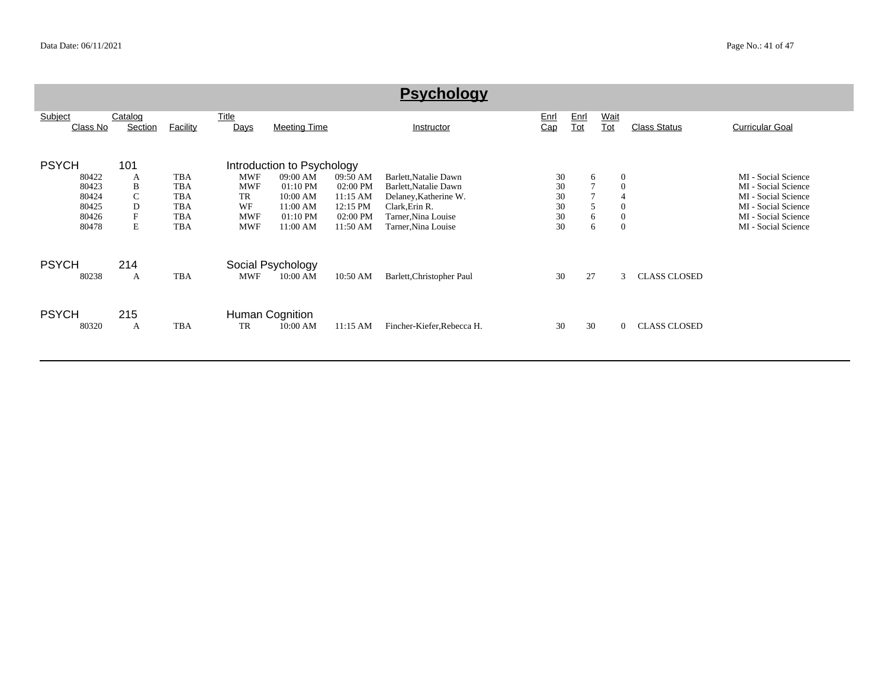# Psychology

| Subject / Class No | Catalog / Section | Facility | Title / Days | Meeting Time | | Instructor | Enrl Cap | Enrl Tot | Wait Tot | Class Status | Curricular Goal |
|---|---|---|---|---|---|---|---|---|---|---|---|
| **PSYCH** | **101** | | **Introduction to Psychology** | | | | | | | | |
| 80422 | A | TBA | MWF | 09:00 AM | 09:50 AM | Barlett,Natalie Dawn | 30 | 6 | 0 | | MI - Social Science |
| 80423 | B | TBA | MWF | 01:10 PM | 02:00 PM | Barlett,Natalie Dawn | 30 | 7 | 0 | | MI - Social Science |
| 80424 | C | TBA | TR | 10:00 AM | 11:15 AM | Delaney,Katherine W. | 30 | 7 | 4 | | MI - Social Science |
| 80425 | D | TBA | WF | 11:00 AM | 12:15 PM | Clark,Erin R. | 30 | 5 | 0 | | MI - Social Science |
| 80426 | F | TBA | MWF | 01:10 PM | 02:00 PM | Tarner,Nina Louise | 30 | 6 | 0 | | MI - Social Science |
| 80478 | E | TBA | MWF | 11:00 AM | 11:50 AM | Tarner,Nina Louise | 30 | 6 | 0 | | MI - Social Science |
| **PSYCH** | **214** | | **Social Psychology** | | | | | | | | |
| 80238 | A | TBA | MWF | 10:00 AM | 10:50 AM | Barlett,Christopher Paul | 30 | 27 | 3 | CLASS CLOSED | |
| **PSYCH** | **215** | | **Human Cognition** | | | | | | | | |
| 80320 | A | TBA | TR | 10:00 AM | 11:15 AM | Fincher-Kiefer,Rebecca H. | 30 | 30 | 0 | CLASS CLOSED | |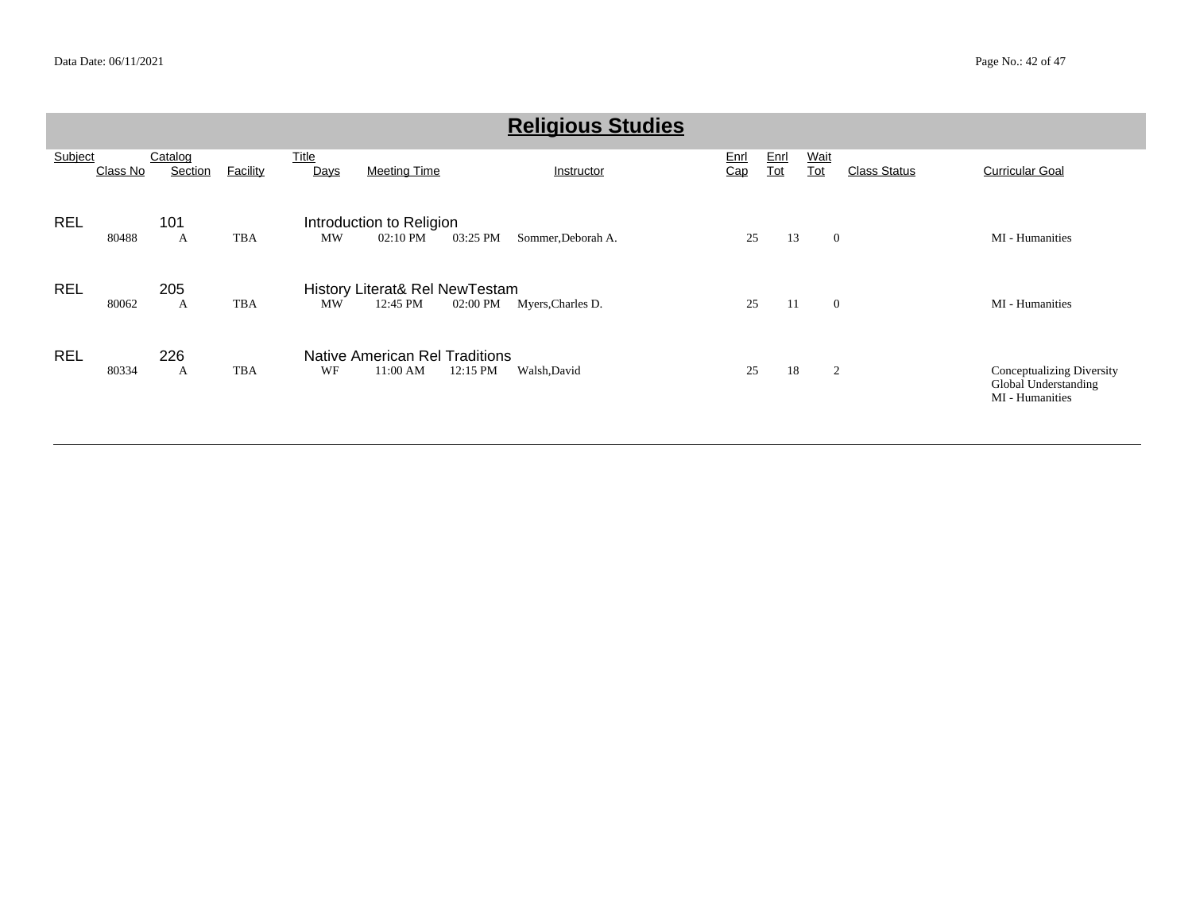# Religious Studies

| Subject | Class No | Catalog Section | Facility | Title Days | Meeting Time | | Instructor | Enrl Cap | Enrl Tot | Wait Tot | Class Status | Curricular Goal |
|---|---|---|---|---|---|---|---|---|---|---|---|---|
| REL | | 101 | | Introduction to Religion | | | | | | | | |
| | 80488 | A | TBA | MW | 02:10 PM | 03:25 PM | Sommer,Deborah A. | 25 | 13 | 0 | | MI - Humanities |
| REL | | 205 | | History Literat& Rel NewTestam | | | | | | | | |
| | 80062 | A | TBA | MW | 12:45 PM | 02:00 PM | Myers,Charles D. | 25 | 11 | 0 | | MI - Humanities |
| REL | | 226 | | Native American Rel Traditions | | | | | | | | |
| | 80334 | A | TBA | WF | 11:00 AM | 12:15 PM | Walsh,David | 25 | 18 | 2 | | Conceptualizing Diversity<br>Global Understanding<br>MI - Humanities |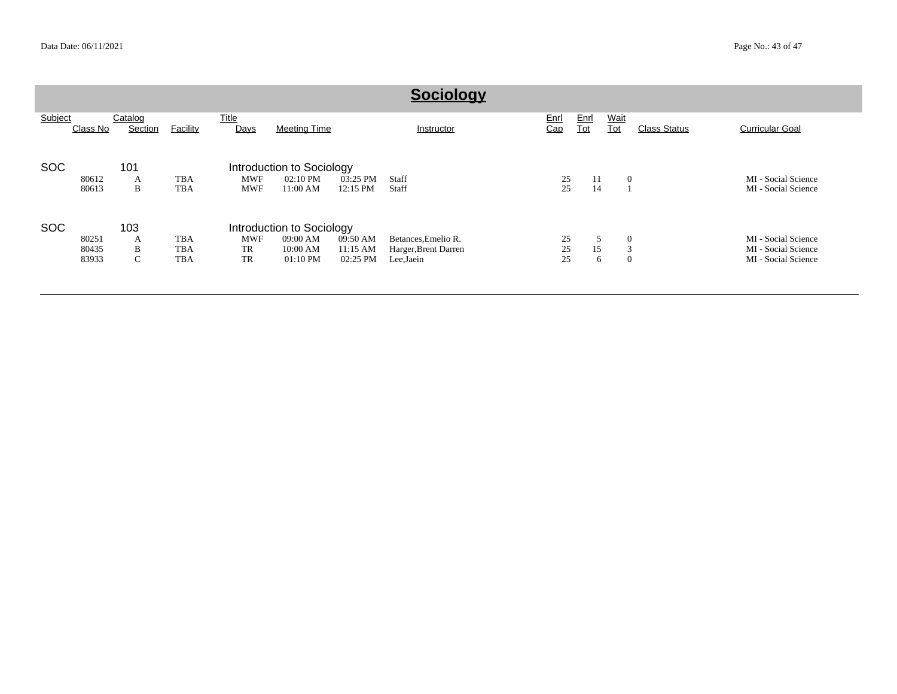# Sociology

| Subject | Class No | Catalog Section | Facility | Title Days | Meeting Time | | Instructor | Enrl Cap | Enrl Tot | Wait Tot | Class Status | Curricular Goal |
|---|---|---|---|---|---|---|---|---|---|---|---|---|
| SOC | | 101 | | Introduction to Sociology | | | | | | | | |
| | 80612 | A | TBA | MWF | 02:10 PM | 03:25 PM | Staff | 25 | 11 | 0 | | MI - Social Science |
| | 80613 | B | TBA | MWF | 11:00 AM | 12:15 PM | Staff | 25 | 14 | 1 | | MI - Social Science |
| SOC | | 103 | | Introduction to Sociology | | | | | | | | |
| | 80251 | A | TBA | MWF | 09:00 AM | 09:50 AM | Betances,Emelio R. | 25 | 5 | 0 | | MI - Social Science |
| | 80435 | B | TBA | TR | 10:00 AM | 11:15 AM | Harger,Brent Darren | 25 | 15 | 3 | | MI - Social Science |
| | 83933 | C | TBA | TR | 01:10 PM | 02:25 PM | Lee,Jaein | 25 | 6 | 0 | | MI - Social Science |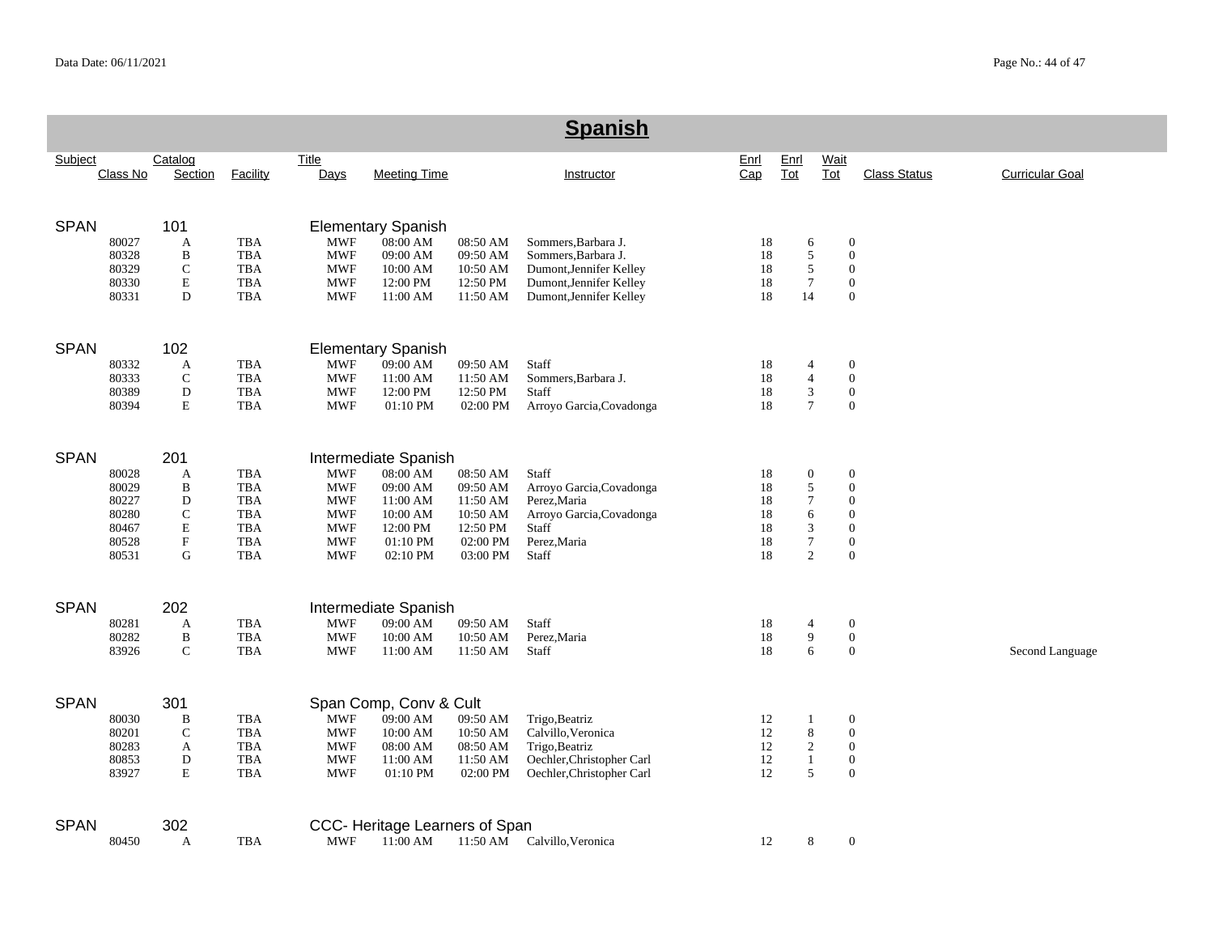# Spanish

| Subject | Class No | Catalog / Section | Facility | Title / Days | Meeting Time | | Instructor | Enrl Cap | Enrl Tot | Wait Tot | Class Status | Curricular Goal |
|---|---|---|---|---|---|---|---|---|---|---|---|---|
| SPAN | | 101 | | Elementary Spanish | | | | | | | | |
| | 80027 | A | TBA | MWF | 08:00 AM | 08:50 AM | Sommers,Barbara J. | 18 | 6 | 0 | | |
| | 80328 | B | TBA | MWF | 09:00 AM | 09:50 AM | Sommers,Barbara J. | 18 | 5 | 0 | | |
| | 80329 | C | TBA | MWF | 10:00 AM | 10:50 AM | Dumont,Jennifer Kelley | 18 | 5 | 0 | | |
| | 80330 | E | TBA | MWF | 12:00 PM | 12:50 PM | Dumont,Jennifer Kelley | 18 | 7 | 0 | | |
| | 80331 | D | TBA | MWF | 11:00 AM | 11:50 AM | Dumont,Jennifer Kelley | 18 | 14 | 0 | | |
| SPAN | | 102 | | Elementary Spanish | | | | | | | | |
| | 80332 | A | TBA | MWF | 09:00 AM | 09:50 AM | Staff | 18 | 4 | 0 | | |
| | 80333 | C | TBA | MWF | 11:00 AM | 11:50 AM | Sommers,Barbara J. | 18 | 4 | 0 | | |
| | 80389 | D | TBA | MWF | 12:00 PM | 12:50 PM | Staff | 18 | 3 | 0 | | |
| | 80394 | E | TBA | MWF | 01:10 PM | 02:00 PM | Arroyo Garcia,Covadonga | 18 | 7 | 0 | | |
| SPAN | | 201 | | Intermediate Spanish | | | | | | | | |
| | 80028 | A | TBA | MWF | 08:00 AM | 08:50 AM | Staff | 18 | 0 | 0 | | |
| | 80029 | B | TBA | MWF | 09:00 AM | 09:50 AM | Arroyo Garcia,Covadonga | 18 | 5 | 0 | | |
| | 80227 | D | TBA | MWF | 11:00 AM | 11:50 AM | Perez,Maria | 18 | 7 | 0 | | |
| | 80280 | C | TBA | MWF | 10:00 AM | 10:50 AM | Arroyo Garcia,Covadonga | 18 | 6 | 0 | | |
| | 80467 | E | TBA | MWF | 12:00 PM | 12:50 PM | Staff | 18 | 3 | 0 | | |
| | 80528 | F | TBA | MWF | 01:10 PM | 02:00 PM | Perez,Maria | 18 | 7 | 0 | | |
| | 80531 | G | TBA | MWF | 02:10 PM | 03:00 PM | Staff | 18 | 2 | 0 | | |
| SPAN | | 202 | | Intermediate Spanish | | | | | | | | |
| | 80281 | A | TBA | MWF | 09:00 AM | 09:50 AM | Staff | 18 | 4 | 0 | | |
| | 80282 | B | TBA | MWF | 10:00 AM | 10:50 AM | Perez,Maria | 18 | 9 | 0 | | |
| | 83926 | C | TBA | MWF | 11:00 AM | 11:50 AM | Staff | 18 | 6 | 0 | | Second Language |
| SPAN | | 301 | | Span Comp, Conv & Cult | | | | | | | | |
| | 80030 | B | TBA | MWF | 09:00 AM | 09:50 AM | Trigo,Beatriz | 12 | 1 | 0 | | |
| | 80201 | C | TBA | MWF | 10:00 AM | 10:50 AM | Calvillo,Veronica | 12 | 8 | 0 | | |
| | 80283 | A | TBA | MWF | 08:00 AM | 08:50 AM | Trigo,Beatriz | 12 | 2 | 0 | | |
| | 80853 | D | TBA | MWF | 11:00 AM | 11:50 AM | Oechler,Christopher Carl | 12 | 1 | 0 | | |
| | 83927 | E | TBA | MWF | 01:10 PM | 02:00 PM | Oechler,Christopher Carl | 12 | 5 | 0 | | |
| SPAN | | 302 | | CCC- Heritage Learners of Span | | | | | | | | |
| | 80450 | A | TBA | MWF | 11:00 AM | 11:50 AM | Calvillo,Veronica | 12 | 8 | 0 | | |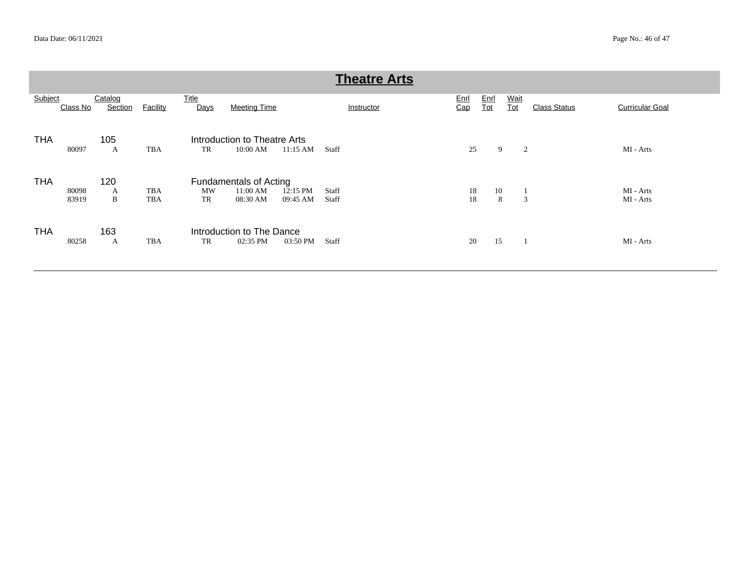# Theatre Arts

| Subject | Class No | Catalog / Section | Facility | Title / Days | Meeting Time | | Instructor | Enrl Cap | Enrl Tot | Wait Tot | Class Status | Curricular Goal |
|---|---|---|---|---|---|---|---|---|---|---|---|---|
| THA | | 105 | | Introduction to Theatre Arts | | | | | | | | |
| | 80097 | A | TBA | TR | 10:00 AM | 11:15 AM | Staff | 25 | 9 | 2 | | MI - Arts |
| THA | | 120 | | Fundamentals of Acting | | | | | | | | |
| | 80098 | A | TBA | MW | 11:00 AM | 12:15 PM | Staff | 18 | 10 | 1 | | MI - Arts |
| | 83919 | B | TBA | TR | 08:30 AM | 09:45 AM | Staff | 18 | 8 | 3 | | MI - Arts |
| THA | | 163 | | Introduction to The Dance | | | | | | | | |
| | 80258 | A | TBA | TR | 02:35 PM | 03:50 PM | Staff | 20 | 15 | 1 | | MI - Arts |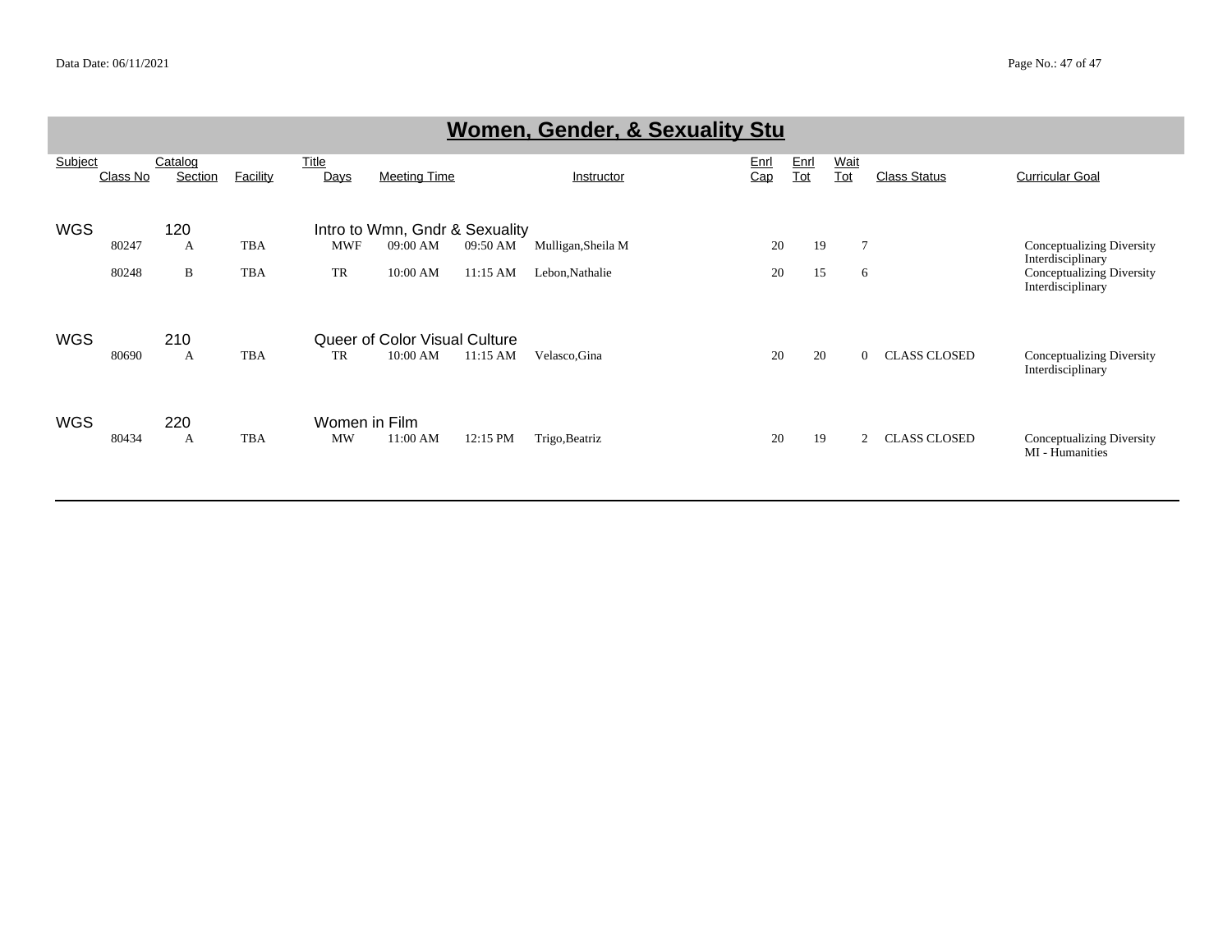# Women, Gender, & Sexuality Stu

| Subject | Class No | Catalog Section | Facility | Title Days | Meeting Time | | Instructor | Enrl Cap | Enrl Tot | Wait Tot | Class Status | Curricular Goal |
|---|---|---|---|---|---|---|---|---|---|---|---|---|
| WGS | | 120 | | Intro to Wmn, Gndr & Sexuality | | | | | | | | |
| | 80247 | A | TBA | MWF | 09:00 AM | 09:50 AM | Mulligan,Sheila M | 20 | 19 | 7 | | Conceptualizing Diversity Interdisciplinary |
| | 80248 | B | TBA | TR | 10:00 AM | 11:15 AM | Lebon,Nathalie | 20 | 15 | 6 | | Conceptualizing Diversity Interdisciplinary |
| WGS | | 210 | | Queer of Color Visual Culture | | | | | | | | |
| | 80690 | A | TBA | TR | 10:00 AM | 11:15 AM | Velasco,Gina | 20 | 20 | 0 | CLASS CLOSED | Conceptualizing Diversity Interdisciplinary |
| WGS | | 220 | | Women in Film | | | | | | | | |
| | 80434 | A | TBA | MW | 11:00 AM | 12:15 PM | Trigo,Beatriz | 20 | 19 | 2 | CLASS CLOSED | Conceptualizing Diversity MI - Humanities |